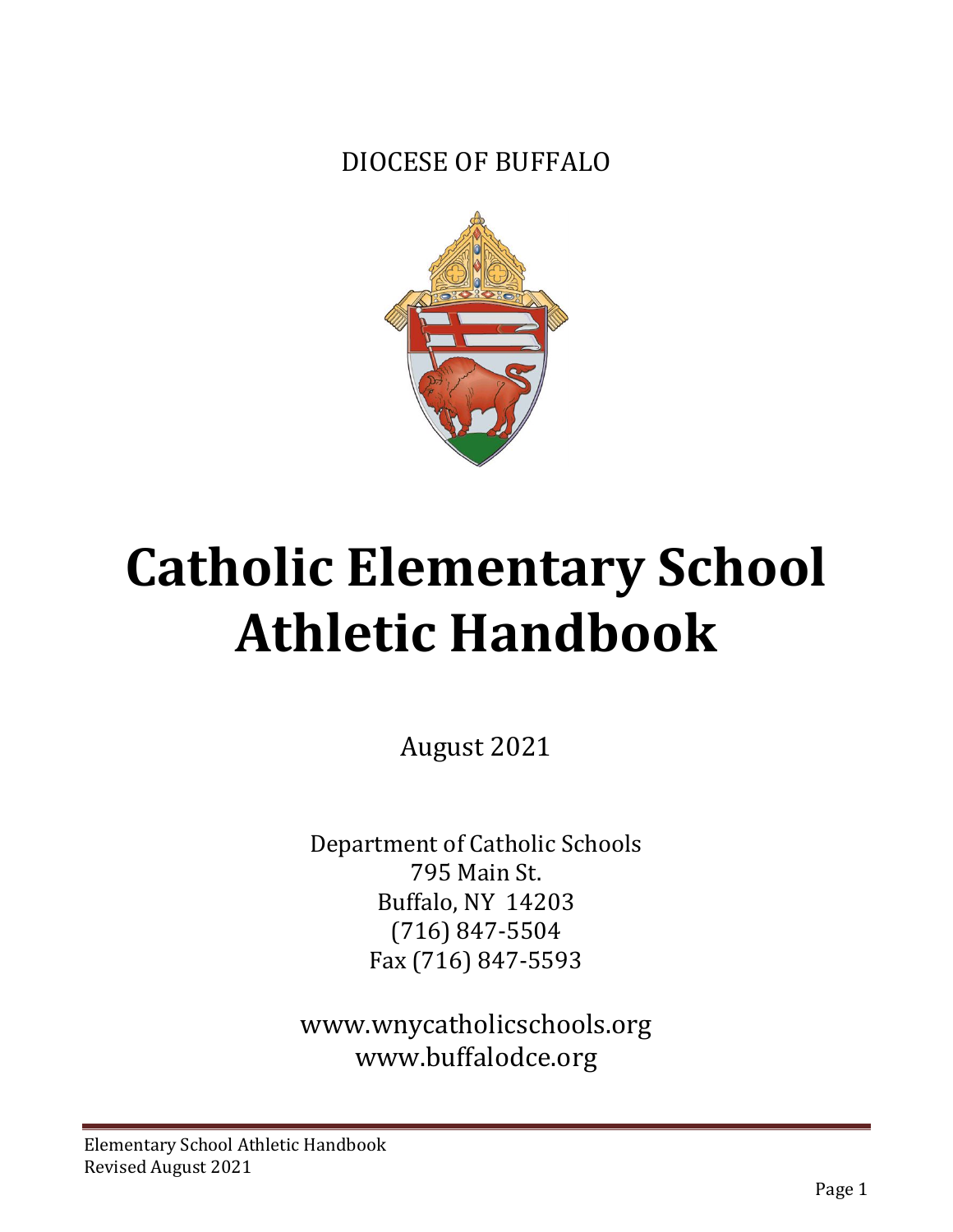DIOCESE OF BUFFALO

# Catholic Elementary School Athletic Handbook

August 2021

Department of Catholic Schools
795 Main St.
Buffalo, NY 14203
(716) 847-5504
Fax (716) 847-5593

www.wnycatholicschools.org
www.buffalodce.org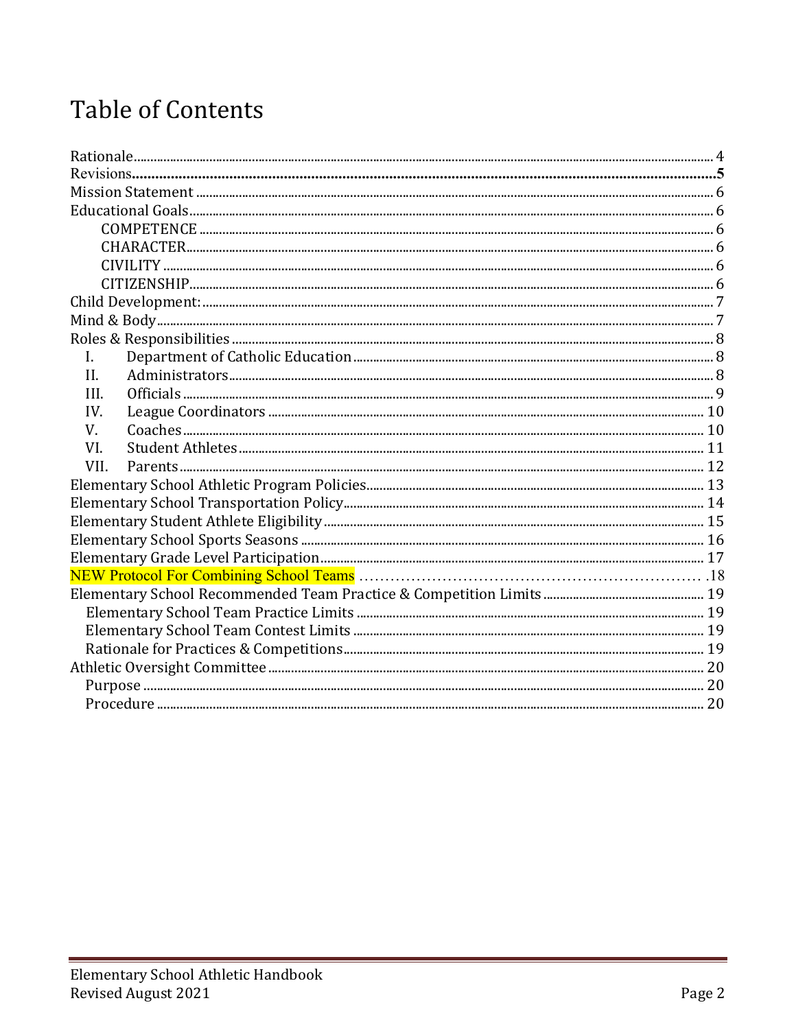# Table of Contents

Rationale ........................................................................................................ 4
Revisions ........................................................................................................ 5
Mission Statement ........................................................................................ 6
Educational Goals ........................................................................................ 6
  COMPETENCE ............................................................................................ 6
  CHARACTER ............................................................................................... 6
  CIVILITY ..................................................................................................... 6
  CITIZENSHIP .............................................................................................. 6
Child Development: ...................................................................................... 7
Mind & Body .................................................................................................. 7
Roles & Responsibilities ............................................................................... 8
  I. Department of Catholic Education ........................................................ 8
  II. Administrators ........................................................................................ 8
  III. Officials ................................................................................................. 9
  IV. League Coordinators ............................................................................ 10
  V. Coaches ................................................................................................... 10
  VI. Student Athletes ................................................................................... 11
  VII. Parents ................................................................................................. 12
Elementary School Athletic Program Policies ............................................ 13
Elementary School Transportation Policy ................................................... 14
Elementary Student Athlete Eligibility ....................................................... 15
Elementary School Sports Seasons .............................................................. 16
Elementary Grade Level Participation ........................................................ 17
NEW Protocol For Combining School Teams ............................................. 18
Elementary School Recommended Team Practice & Competition Limits ... 19
  Elementary School Team Practice Limits .................................................. 19
  Elementary School Team Contest Limits ................................................... 19
  Rationale for Practices & Competitions .................................................... 19
Athletic Oversight Committee ..................................................................... 20
  Purpose ...................................................................................................... 20
  Procedure ................................................................................................... 20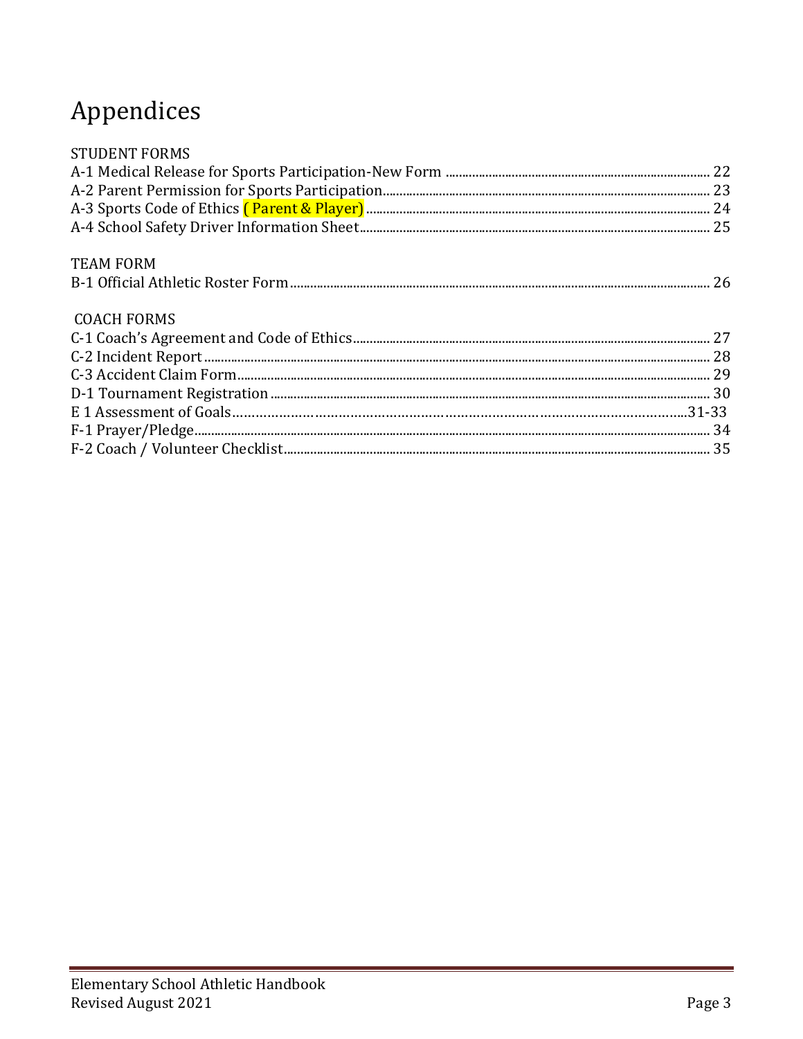# Appendices

STUDENT FORMS

A-1 Medical Release for Sports Participation-New Form ........ 22
A-2 Parent Permission for Sports Participation........ 23
A-3 Sports Code of Ethics ( Parent & Player) ........ 24
A-4 School Safety Driver Information Sheet........ 25

TEAM FORM

B-1 Official Athletic Roster Form........ 26

COACH FORMS

C-1 Coach's Agreement and Code of Ethics........ 27
C-2 Incident Report........ 28
C-3 Accident Claim Form........ 29
D-1 Tournament Registration ........ 30
E 1 Assessment of Goals........31-33
F-1 Prayer/Pledge........ 34
F-2 Coach / Volunteer Checklist........ 35

Elementary School Athletic Handbook
Revised August 2021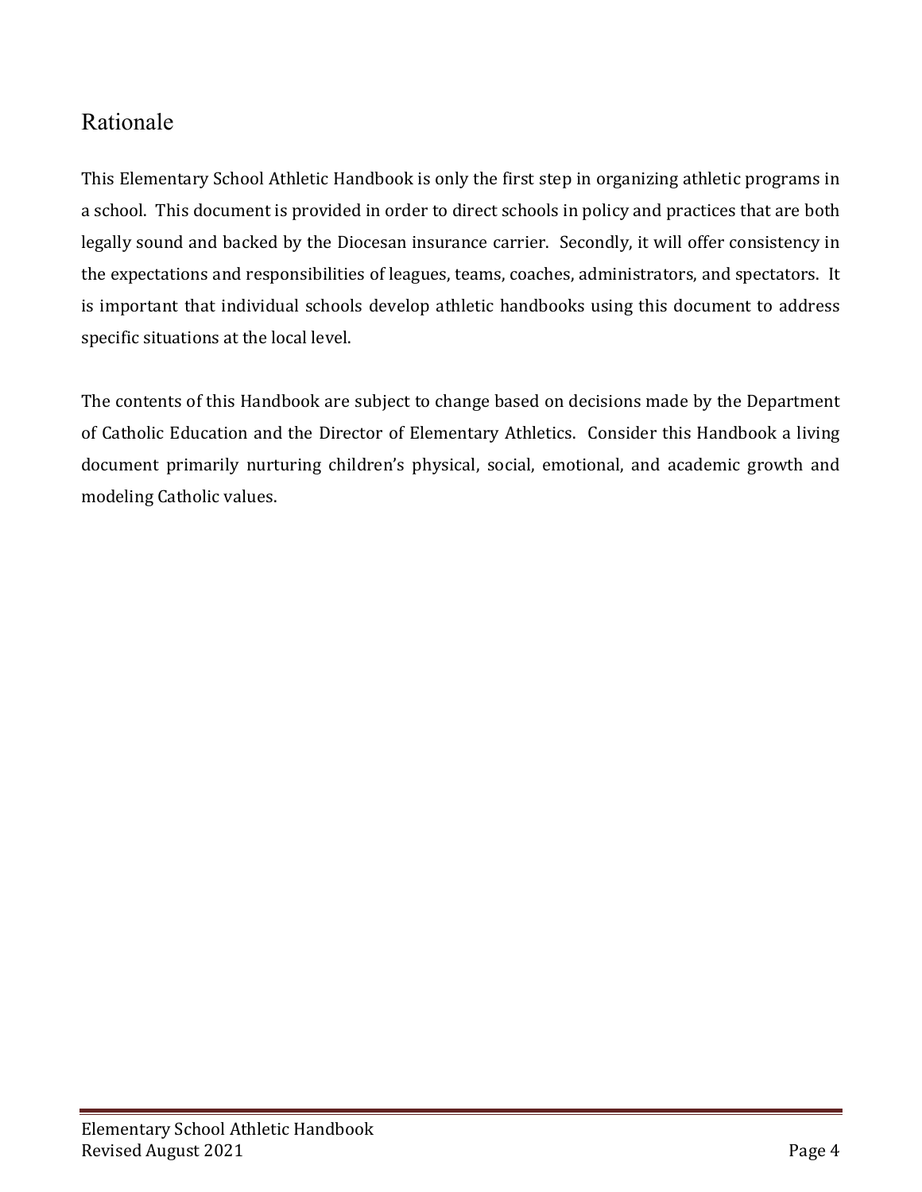## Rationale

This Elementary School Athletic Handbook is only the first step in organizing athletic programs in a school. This document is provided in order to direct schools in policy and practices that are both legally sound and backed by the Diocesan insurance carrier. Secondly, it will offer consistency in the expectations and responsibilities of leagues, teams, coaches, administrators, and spectators. It is important that individual schools develop athletic handbooks using this document to address specific situations at the local level.

The contents of this Handbook are subject to change based on decisions made by the Department of Catholic Education and the Director of Elementary Athletics. Consider this Handbook a living document primarily nurturing children's physical, social, emotional, and academic growth and modeling Catholic values.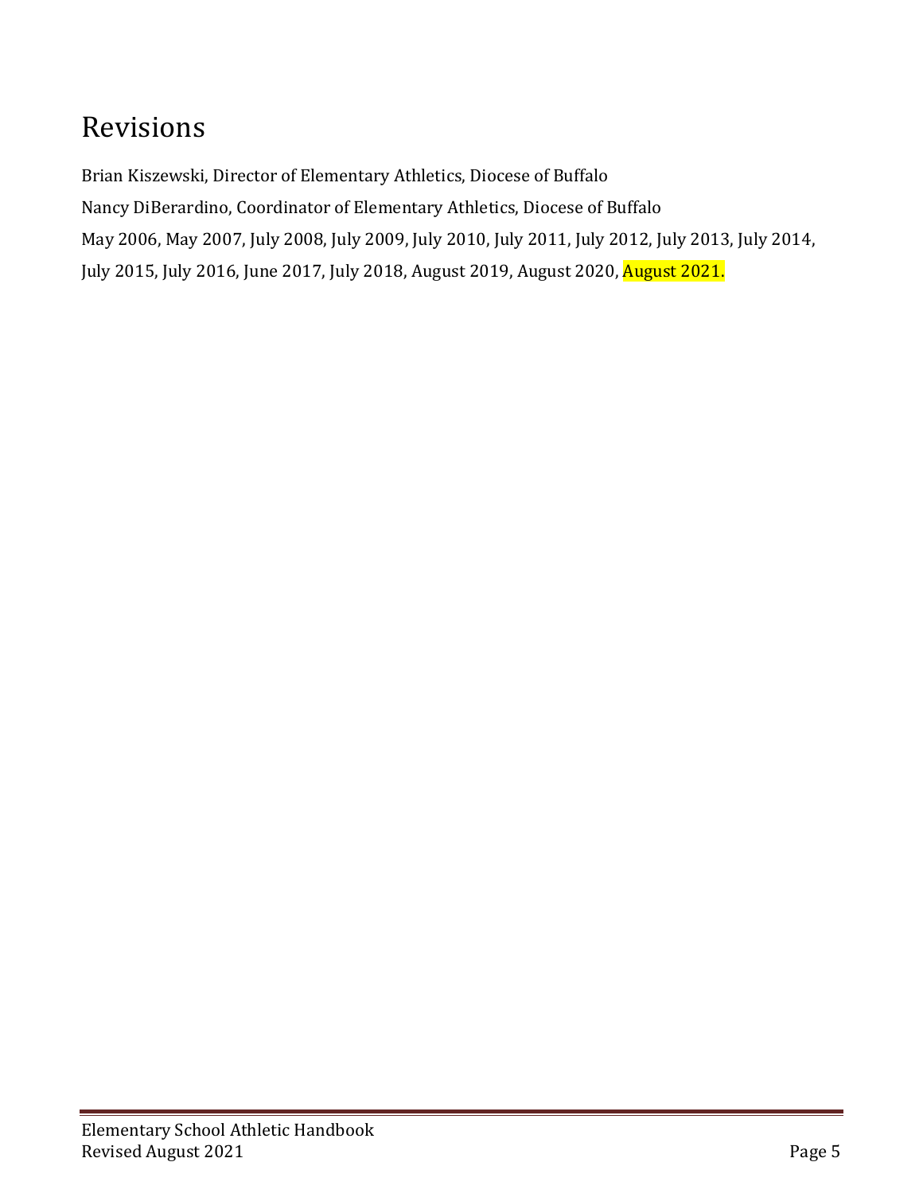# Revisions

Brian Kiszewski, Director of Elementary Athletics, Diocese of Buffalo

Nancy DiBerardino, Coordinator of Elementary Athletics, Diocese of Buffalo

May 2006, May 2007, July 2008, July 2009, July 2010, July 2011, July 2012, July 2013, July 2014, July 2015, July 2016, June 2017, July 2018, August 2019, August 2020, August 2021.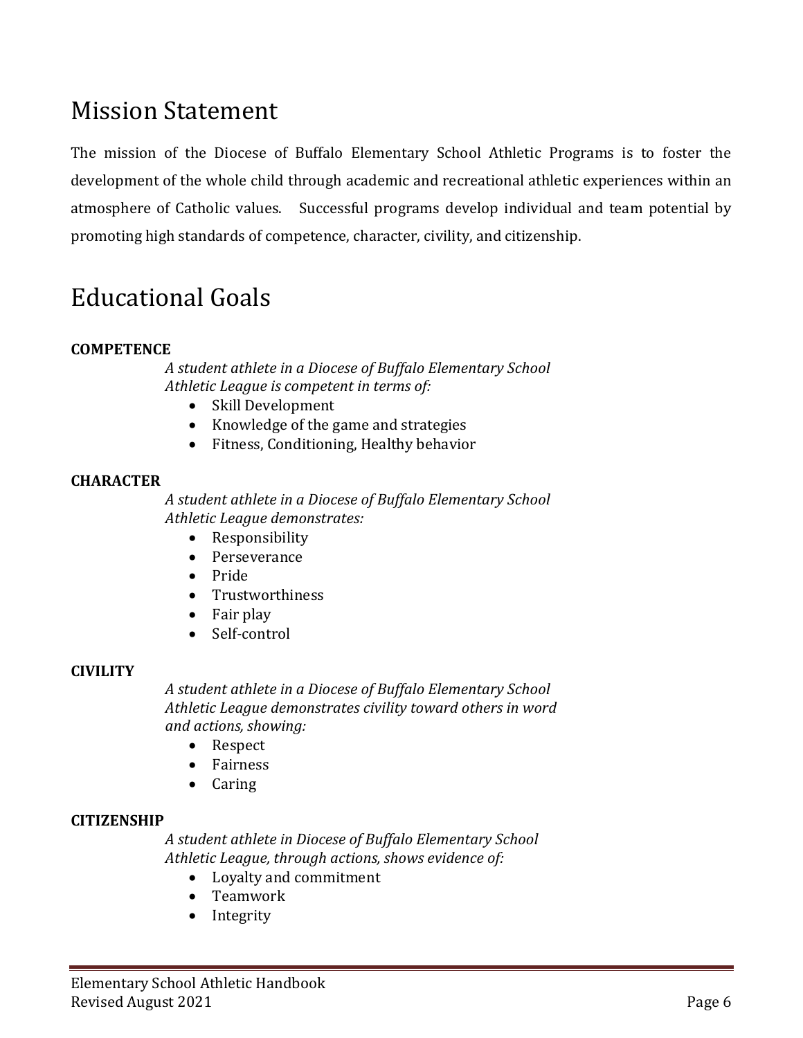# Mission Statement

The mission of the Diocese of Buffalo Elementary School Athletic Programs is to foster the development of the whole child through academic and recreational athletic experiences within an atmosphere of Catholic values. Successful programs develop individual and team potential by promoting high standards of competence, character, civility, and citizenship.

# Educational Goals

**COMPETENCE**

*A student athlete in a Diocese of Buffalo Elementary School Athletic League is competent in terms of:*

- Skill Development
- Knowledge of the game and strategies
- Fitness, Conditioning, Healthy behavior

**CHARACTER**

*A student athlete in a Diocese of Buffalo Elementary School Athletic League demonstrates:*

- Responsibility
- Perseverance
- Pride
- Trustworthiness
- Fair play
- Self-control

**CIVILITY**

*A student athlete in a Diocese of Buffalo Elementary School Athletic League demonstrates civility toward others in word and actions, showing:*

- Respect
- Fairness
- Caring

**CITIZENSHIP**

*A student athlete in Diocese of Buffalo Elementary School Athletic League, through actions, shows evidence of:*

- Loyalty and commitment
- Teamwork
- Integrity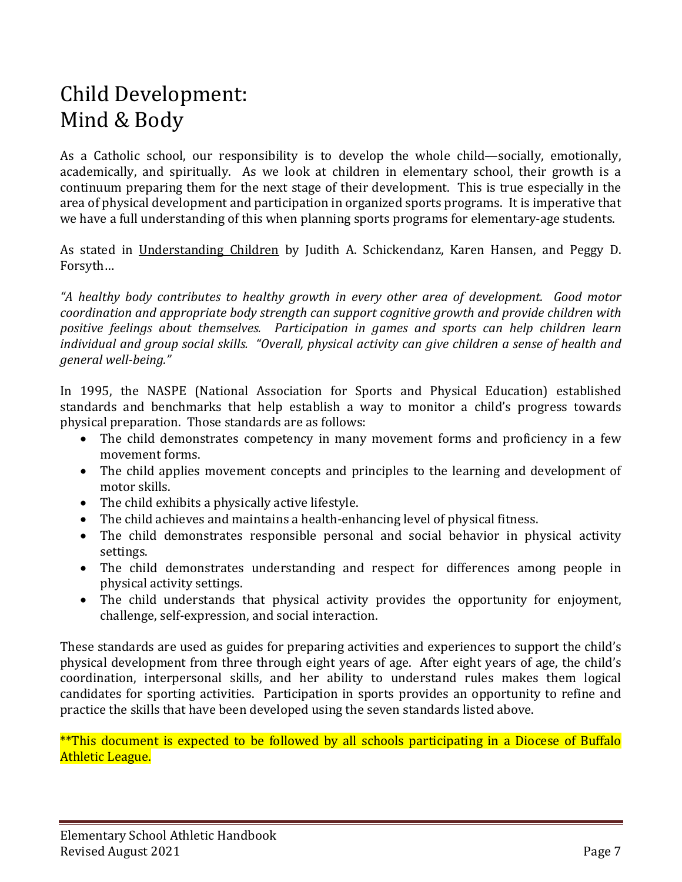# Child Development:
# Mind & Body

As a Catholic school, our responsibility is to develop the whole child—socially, emotionally, academically, and spiritually. As we look at children in elementary school, their growth is a continuum preparing them for the next stage of their development. This is true especially in the area of physical development and participation in organized sports programs. It is imperative that we have a full understanding of this when planning sports programs for elementary-age students.

As stated in Understanding Children by Judith A. Schickendanz, Karen Hansen, and Peggy D. Forsyth…

*"A healthy body contributes to healthy growth in every other area of development. Good motor coordination and appropriate body strength can support cognitive growth and provide children with positive feelings about themselves. Participation in games and sports can help children learn individual and group social skills. "Overall, physical activity can give children a sense of health and general well-being."*

In 1995, the NASPE (National Association for Sports and Physical Education) established standards and benchmarks that help establish a way to monitor a child's progress towards physical preparation. Those standards are as follows:

- The child demonstrates competency in many movement forms and proficiency in a few movement forms.
- The child applies movement concepts and principles to the learning and development of motor skills.
- The child exhibits a physically active lifestyle.
- The child achieves and maintains a health-enhancing level of physical fitness.
- The child demonstrates responsible personal and social behavior in physical activity settings.
- The child demonstrates understanding and respect for differences among people in physical activity settings.
- The child understands that physical activity provides the opportunity for enjoyment, challenge, self-expression, and social interaction.

These standards are used as guides for preparing activities and experiences to support the child's physical development from three through eight years of age. After eight years of age, the child's coordination, interpersonal skills, and her ability to understand rules makes them logical candidates for sporting activities. Participation in sports provides an opportunity to refine and practice the skills that have been developed using the seven standards listed above.

**This document is expected to be followed by all schools participating in a Diocese of Buffalo Athletic League.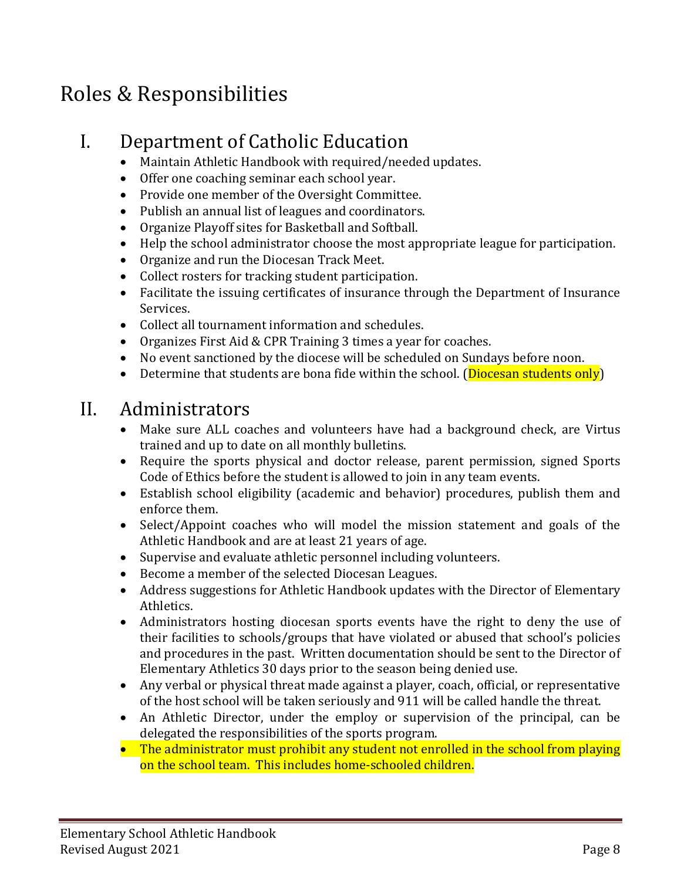# Roles & Responsibilities

## I. Department of Catholic Education

- Maintain Athletic Handbook with required/needed updates.
- Offer one coaching seminar each school year.
- Provide one member of the Oversight Committee.
- Publish an annual list of leagues and coordinators.
- Organize Playoff sites for Basketball and Softball.
- Help the school administrator choose the most appropriate league for participation.
- Organize and run the Diocesan Track Meet.
- Collect rosters for tracking student participation.
- Facilitate the issuing certificates of insurance through the Department of Insurance Services.
- Collect all tournament information and schedules.
- Organizes First Aid & CPR Training 3 times a year for coaches.
- No event sanctioned by the diocese will be scheduled on Sundays before noon.
- Determine that students are bona fide within the school. (Diocesan students only)

## II. Administrators

- Make sure ALL coaches and volunteers have had a background check, are Virtus trained and up to date on all monthly bulletins.
- Require the sports physical and doctor release, parent permission, signed Sports Code of Ethics before the student is allowed to join in any team events.
- Establish school eligibility (academic and behavior) procedures, publish them and enforce them.
- Select/Appoint coaches who will model the mission statement and goals of the Athletic Handbook and are at least 21 years of age.
- Supervise and evaluate athletic personnel including volunteers.
- Become a member of the selected Diocesan Leagues.
- Address suggestions for Athletic Handbook updates with the Director of Elementary Athletics.
- Administrators hosting diocesan sports events have the right to deny the use of their facilities to schools/groups that have violated or abused that school's policies and procedures in the past. Written documentation should be sent to the Director of Elementary Athletics 30 days prior to the season being denied use.
- Any verbal or physical threat made against a player, coach, official, or representative of the host school will be taken seriously and 911 will be called handle the threat.
- An Athletic Director, under the employ or supervision of the principal, can be delegated the responsibilities of the sports program.
- The administrator must prohibit any student not enrolled in the school from playing on the school team. This includes home-schooled children.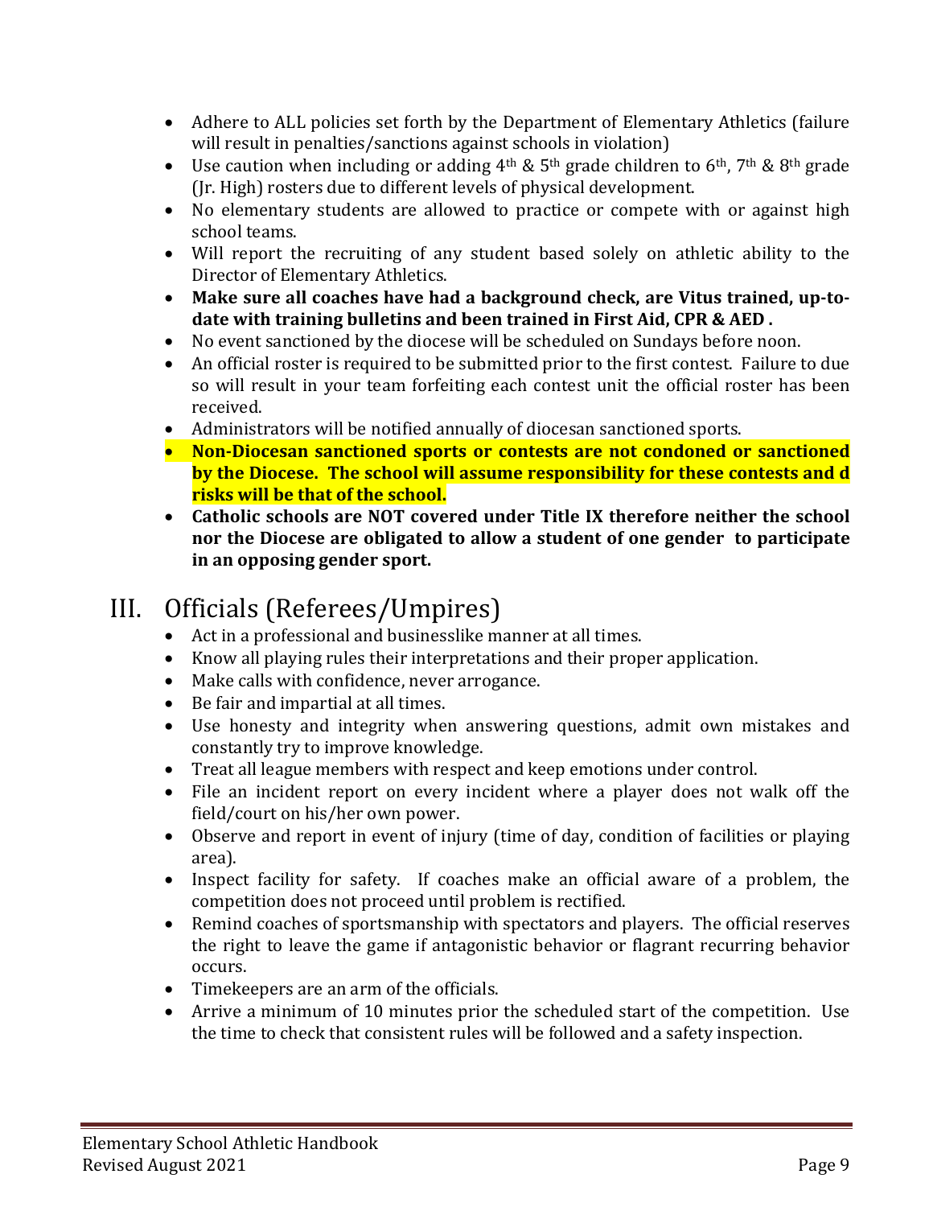- Adhere to ALL policies set forth by the Department of Elementary Athletics (failure will result in penalties/sanctions against schools in violation)
- Use caution when including or adding 4th & 5th grade children to 6th, 7th & 8th grade (Jr. High) rosters due to different levels of physical development.
- No elementary students are allowed to practice or compete with or against high school teams.
- Will report the recruiting of any student based solely on athletic ability to the Director of Elementary Athletics.
- **Make sure all coaches have had a background check, are Vitus trained, up-to-date with training bulletins and been trained in First Aid, CPR & AED .**
- No event sanctioned by the diocese will be scheduled on Sundays before noon.
- An official roster is required to be submitted prior to the first contest. Failure to due so will result in your team forfeiting each contest unit the official roster has been received.
- Administrators will be notified annually of diocesan sanctioned sports.
- **Non-Diocesan sanctioned sports or contests are not condoned or sanctioned by the Diocese. The school will assume responsibility for these contests and d risks will be that of the school.**
- **Catholic schools are NOT covered under Title IX therefore neither the school nor the Diocese are obligated to allow a student of one gender to participate in an opposing gender sport.**

# III. Officials (Referees/Umpires)

- Act in a professional and businesslike manner at all times.
- Know all playing rules their interpretations and their proper application.
- Make calls with confidence, never arrogance.
- Be fair and impartial at all times.
- Use honesty and integrity when answering questions, admit own mistakes and constantly try to improve knowledge.
- Treat all league members with respect and keep emotions under control.
- File an incident report on every incident where a player does not walk off the field/court on his/her own power.
- Observe and report in event of injury (time of day, condition of facilities or playing area).
- Inspect facility for safety. If coaches make an official aware of a problem, the competition does not proceed until problem is rectified.
- Remind coaches of sportsmanship with spectators and players. The official reserves the right to leave the game if antagonistic behavior or flagrant recurring behavior occurs.
- Timekeepers are an arm of the officials.
- Arrive a minimum of 10 minutes prior the scheduled start of the competition. Use the time to check that consistent rules will be followed and a safety inspection.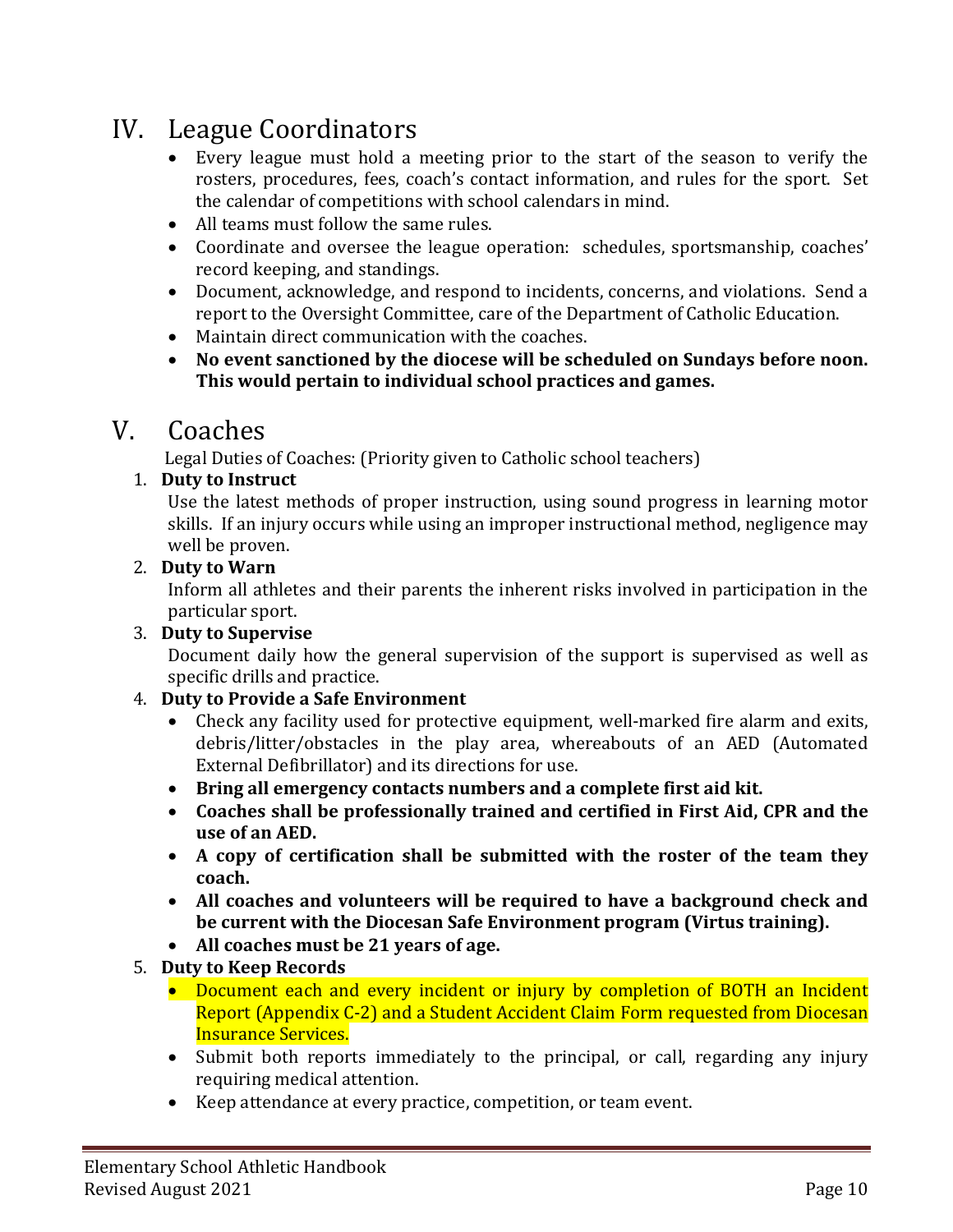## IV. League Coordinators

- Every league must hold a meeting prior to the start of the season to verify the rosters, procedures, fees, coach's contact information, and rules for the sport. Set the calendar of competitions with school calendars in mind.
- All teams must follow the same rules.
- Coordinate and oversee the league operation: schedules, sportsmanship, coaches' record keeping, and standings.
- Document, acknowledge, and respond to incidents, concerns, and violations. Send a report to the Oversight Committee, care of the Department of Catholic Education.
- Maintain direct communication with the coaches.
- **No event sanctioned by the diocese will be scheduled on Sundays before noon. This would pertain to individual school practices and games.**

## V. Coaches

Legal Duties of Coaches: (Priority given to Catholic school teachers)

1. **Duty to Instruct**
   Use the latest methods of proper instruction, using sound progress in learning motor skills. If an injury occurs while using an improper instructional method, negligence may well be proven.
2. **Duty to Warn**
   Inform all athletes and their parents the inherent risks involved in participation in the particular sport.
3. **Duty to Supervise**
   Document daily how the general supervision of the support is supervised as well as specific drills and practice.
4. **Duty to Provide a Safe Environment**
   - Check any facility used for protective equipment, well-marked fire alarm and exits, debris/litter/obstacles in the play area, whereabouts of an AED (Automated External Defibrillator) and its directions for use.
   - **Bring all emergency contacts numbers and a complete first aid kit.**
   - **Coaches shall be professionally trained and certified in First Aid, CPR and the use of an AED.**
   - **A copy of certification shall be submitted with the roster of the team they coach.**
   - **All coaches and volunteers will be required to have a background check and be current with the Diocesan Safe Environment program (Virtus training).**
   - **All coaches must be 21 years of age.**
5. **Duty to Keep Records**
   - Document each and every incident or injury by completion of BOTH an Incident Report (Appendix C-2) and a Student Accident Claim Form requested from Diocesan Insurance Services.
   - Submit both reports immediately to the principal, or call, regarding any injury requiring medical attention.
   - Keep attendance at every practice, competition, or team event.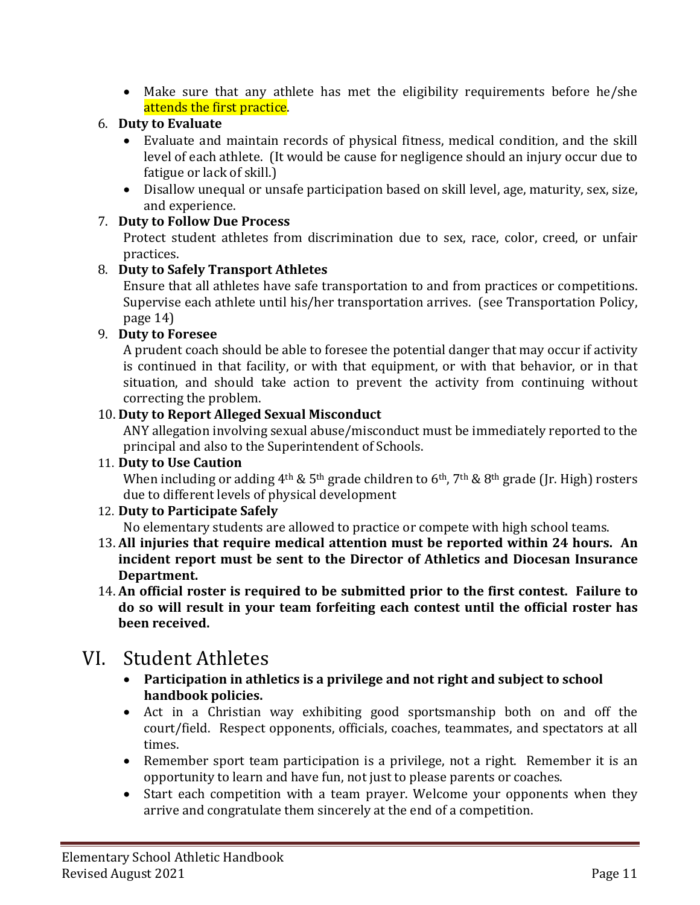- Make sure that any athlete has met the eligibility requirements before he/she attends the first practice.

6. **Duty to Evaluate**
   - Evaluate and maintain records of physical fitness, medical condition, and the skill level of each athlete. (It would be cause for negligence should an injury occur due to fatigue or lack of skill.)
   - Disallow unequal or unsafe participation based on skill level, age, maturity, sex, size, and experience.

7. **Duty to Follow Due Process**
   Protect student athletes from discrimination due to sex, race, color, creed, or unfair practices.

8. **Duty to Safely Transport Athletes**
   Ensure that all athletes have safe transportation to and from practices or competitions. Supervise each athlete until his/her transportation arrives. (see Transportation Policy, page 14)

9. **Duty to Foresee**
   A prudent coach should be able to foresee the potential danger that may occur if activity is continued in that facility, or with that equipment, or with that behavior, or in that situation, and should take action to prevent the activity from continuing without correcting the problem.

10. **Duty to Report Alleged Sexual Misconduct**
    ANY allegation involving sexual abuse/misconduct must be immediately reported to the principal and also to the Superintendent of Schools.

11. **Duty to Use Caution**
    When including or adding 4th & 5th grade children to 6th, 7th & 8th grade (Jr. High) rosters due to different levels of physical development

12. **Duty to Participate Safely**
    No elementary students are allowed to practice or compete with high school teams.

13. **All injuries that require medical attention must be reported within 24 hours. An incident report must be sent to the Director of Athletics and Diocesan Insurance Department.**

14. **An official roster is required to be submitted prior to the first contest. Failure to do so will result in your team forfeiting each contest until the official roster has been received.**

# VI. Student Athletes

- **Participation in athletics is a privilege and not right and subject to school handbook policies.**
- Act in a Christian way exhibiting good sportsmanship both on and off the court/field. Respect opponents, officials, coaches, teammates, and spectators at all times.
- Remember sport team participation is a privilege, not a right. Remember it is an opportunity to learn and have fun, not just to please parents or coaches.
- Start each competition with a team prayer. Welcome your opponents when they arrive and congratulate them sincerely at the end of a competition.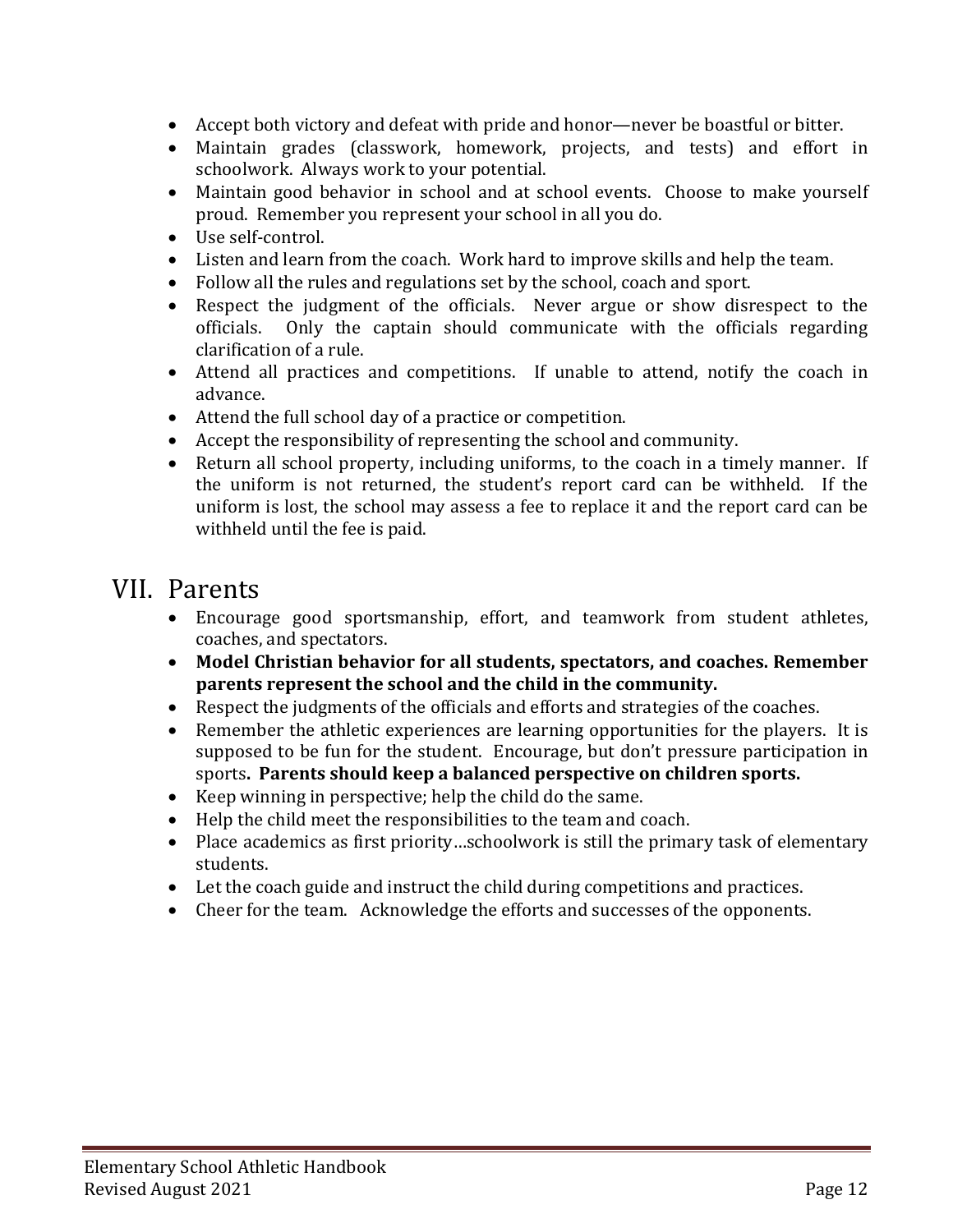- Accept both victory and defeat with pride and honor—never be boastful or bitter.
- Maintain grades (classwork, homework, projects, and tests) and effort in schoolwork. Always work to your potential.
- Maintain good behavior in school and at school events. Choose to make yourself proud. Remember you represent your school in all you do.
- Use self-control.
- Listen and learn from the coach. Work hard to improve skills and help the team.
- Follow all the rules and regulations set by the school, coach and sport.
- Respect the judgment of the officials. Never argue or show disrespect to the officials. Only the captain should communicate with the officials regarding clarification of a rule.
- Attend all practices and competitions. If unable to attend, notify the coach in advance.
- Attend the full school day of a practice or competition.
- Accept the responsibility of representing the school and community.
- Return all school property, including uniforms, to the coach in a timely manner. If the uniform is not returned, the student's report card can be withheld. If the uniform is lost, the school may assess a fee to replace it and the report card can be withheld until the fee is paid.

# VII. Parents

- Encourage good sportsmanship, effort, and teamwork from student athletes, coaches, and spectators.
- **Model Christian behavior for all students, spectators, and coaches. Remember parents represent the school and the child in the community.**
- Respect the judgments of the officials and efforts and strategies of the coaches.
- Remember the athletic experiences are learning opportunities for the players. It is supposed to be fun for the student. Encourage, but don't pressure participation in sports**. Parents should keep a balanced perspective on children sports.**
- Keep winning in perspective; help the child do the same.
- Help the child meet the responsibilities to the team and coach.
- Place academics as first priority…schoolwork is still the primary task of elementary students.
- Let the coach guide and instruct the child during competitions and practices.
- Cheer for the team. Acknowledge the efforts and successes of the opponents.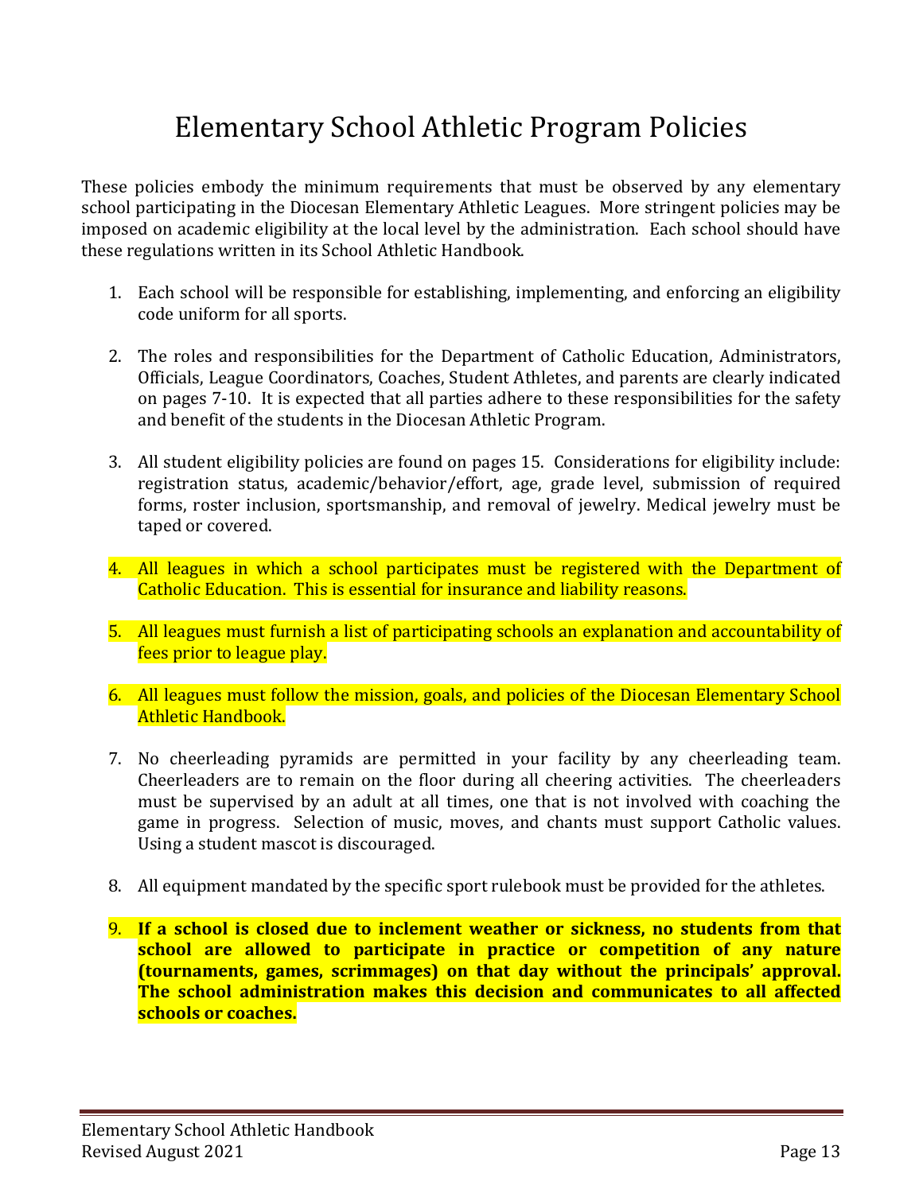# Elementary School Athletic Program Policies

These policies embody the minimum requirements that must be observed by any elementary school participating in the Diocesan Elementary Athletic Leagues. More stringent policies may be imposed on academic eligibility at the local level by the administration. Each school should have these regulations written in its School Athletic Handbook.

1. Each school will be responsible for establishing, implementing, and enforcing an eligibility code uniform for all sports.

2. The roles and responsibilities for the Department of Catholic Education, Administrators, Officials, League Coordinators, Coaches, Student Athletes, and parents are clearly indicated on pages 7-10. It is expected that all parties adhere to these responsibilities for the safety and benefit of the students in the Diocesan Athletic Program.

3. All student eligibility policies are found on pages 15. Considerations for eligibility include: registration status, academic/behavior/effort, age, grade level, submission of required forms, roster inclusion, sportsmanship, and removal of jewelry. Medical jewelry must be taped or covered.

4. All leagues in which a school participates must be registered with the Department of Catholic Education. This is essential for insurance and liability reasons.

5. All leagues must furnish a list of participating schools an explanation and accountability of fees prior to league play.

6. All leagues must follow the mission, goals, and policies of the Diocesan Elementary School Athletic Handbook.

7. No cheerleading pyramids are permitted in your facility by any cheerleading team. Cheerleaders are to remain on the floor during all cheering activities. The cheerleaders must be supervised by an adult at all times, one that is not involved with coaching the game in progress. Selection of music, moves, and chants must support Catholic values. Using a student mascot is discouraged.

8. All equipment mandated by the specific sport rulebook must be provided for the athletes.

9. **If a school is closed due to inclement weather or sickness, no students from that school are allowed to participate in practice or competition of any nature (tournaments, games, scrimmages) on that day without the principals' approval. The school administration makes this decision and communicates to all affected schools or coaches.**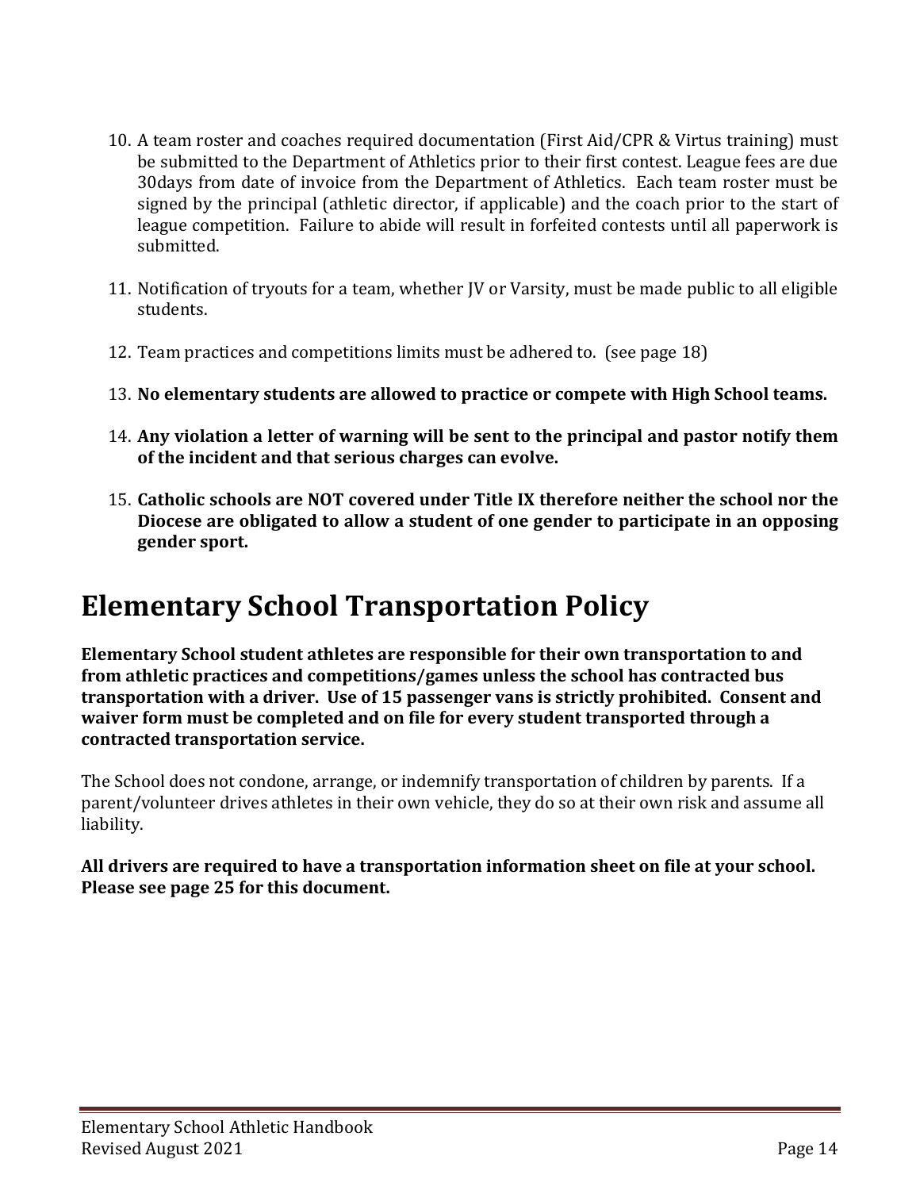10. A team roster and coaches required documentation (First Aid/CPR & Virtus training) must be submitted to the Department of Athletics prior to their first contest. League fees are due 30days from date of invoice from the Department of Athletics. Each team roster must be signed by the principal (athletic director, if applicable) and the coach prior to the start of league competition. Failure to abide will result in forfeited contests until all paperwork is submitted.

11. Notification of tryouts for a team, whether JV or Varsity, must be made public to all eligible students.

12. Team practices and competitions limits must be adhered to. (see page 18)

13. **No elementary students are allowed to practice or compete with High School teams.**

14. **Any violation a letter of warning will be sent to the principal and pastor notify them of the incident and that serious charges can evolve.**

15. **Catholic schools are NOT covered under Title IX therefore neither the school nor the Diocese are obligated to allow a student of one gender to participate in an opposing gender sport.**

# Elementary School Transportation Policy

**Elementary School student athletes are responsible for their own transportation to and from athletic practices and competitions/games unless the school has contracted bus transportation with a driver. Use of 15 passenger vans is strictly prohibited. Consent and waiver form must be completed and on file for every student transported through a contracted transportation service.**

The School does not condone, arrange, or indemnify transportation of children by parents. If a parent/volunteer drives athletes in their own vehicle, they do so at their own risk and assume all liability.

**All drivers are required to have a transportation information sheet on file at your school. Please see page 25 for this document.**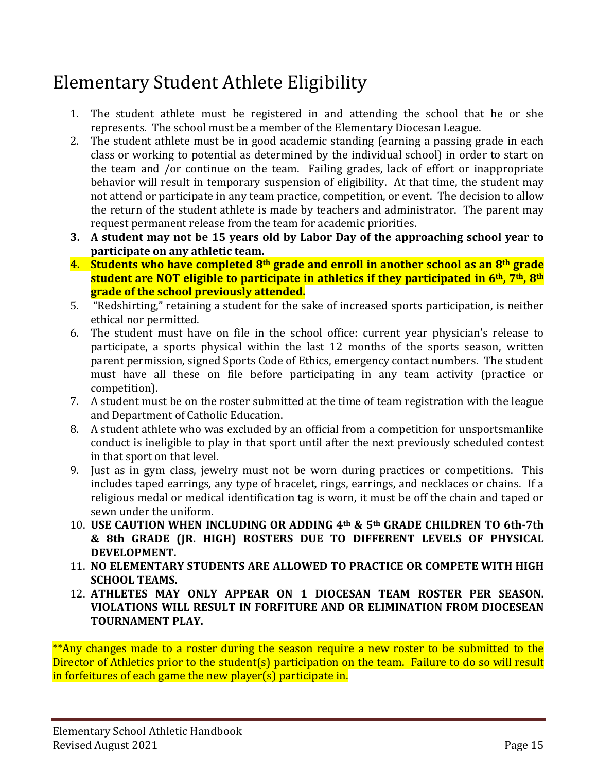# Elementary Student Athlete Eligibility

1. The student athlete must be registered in and attending the school that he or she represents. The school must be a member of the Elementary Diocesan League.
2. The student athlete must be in good academic standing (earning a passing grade in each class or working to potential as determined by the individual school) in order to start on the team and /or continue on the team. Failing grades, lack of effort or inappropriate behavior will result in temporary suspension of eligibility. At that time, the student may not attend or participate in any team practice, competition, or event. The decision to allow the return of the student athlete is made by teachers and administrator. The parent may request permanent release from the team for academic priorities.
3. **A student may not be 15 years old by Labor Day of the approaching school year to participate on any athletic team.**
4. **Students who have completed 8th grade and enroll in another school as an 8th grade student are NOT eligible to participate in athletics if they participated in 6th, 7th, 8th grade of the school previously attended.**
5. "Redshirting," retaining a student for the sake of increased sports participation, is neither ethical nor permitted.
6. The student must have on file in the school office: current year physician's release to participate, a sports physical within the last 12 months of the sports season, written parent permission, signed Sports Code of Ethics, emergency contact numbers. The student must have all these on file before participating in any team activity (practice or competition).
7. A student must be on the roster submitted at the time of team registration with the league and Department of Catholic Education.
8. A student athlete who was excluded by an official from a competition for unsportsmanlike conduct is ineligible to play in that sport until after the next previously scheduled contest in that sport on that level.
9. Just as in gym class, jewelry must not be worn during practices or competitions. This includes taped earrings, any type of bracelet, rings, earrings, and necklaces or chains. If a religious medal or medical identification tag is worn, it must be off the chain and taped or sewn under the uniform.
10. **USE CAUTION WHEN INCLUDING OR ADDING 4th & 5th GRADE CHILDREN TO 6th-7th & 8th GRADE (JR. HIGH) ROSTERS DUE TO DIFFERENT LEVELS OF PHYSICAL DEVELOPMENT.**
11. **NO ELEMENTARY STUDENTS ARE ALLOWED TO PRACTICE OR COMPETE WITH HIGH SCHOOL TEAMS.**
12. **ATHLETES MAY ONLY APPEAR ON 1 DIOCESAN TEAM ROSTER PER SEASON. VIOLATIONS WILL RESULT IN FORFITURE AND OR ELIMINATION FROM DIOCESEAN TOURNAMENT PLAY.**

**Any changes made to a roster during the season require a new roster to be submitted to the Director of Athletics prior to the student(s) participation on the team. Failure to do so will result in forfeitures of each game the new player(s) participate in.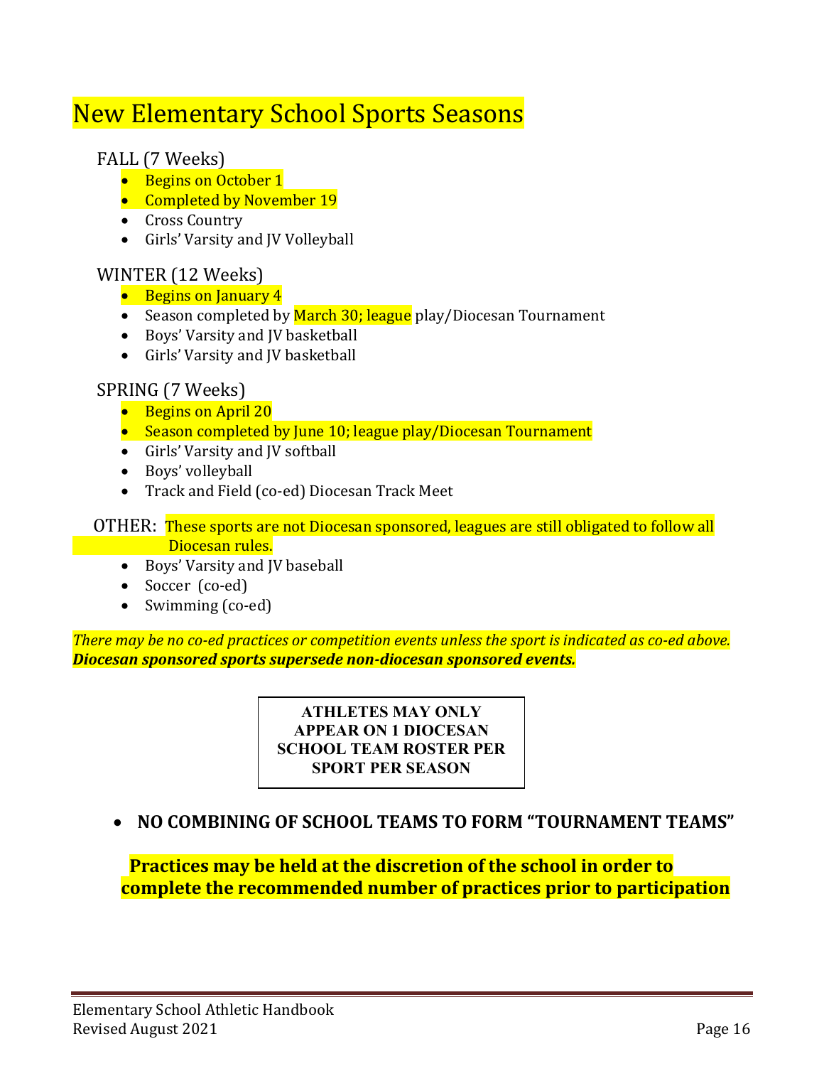# New Elementary School Sports Seasons

FALL (7 Weeks)

- Begins on October 1
- Completed by November 19
- Cross Country
- Girls' Varsity and JV Volleyball

WINTER (12 Weeks)

- Begins on January 4
- Season completed by March 30; league play/Diocesan Tournament
- Boys' Varsity and JV basketball
- Girls' Varsity and JV basketball

SPRING (7 Weeks)

- Begins on April 20
- Season completed by June 10; league play/Diocesan Tournament
- Girls' Varsity and JV softball
- Boys' volleyball
- Track and Field (co-ed) Diocesan Track Meet

OTHER: These sports are not Diocesan sponsored, leagues are still obligated to follow all Diocesan rules.

- Boys' Varsity and JV baseball
- Soccer (co-ed)
- Swimming (co-ed)

*There may be no co-ed practices or competition events unless the sport is indicated as co-ed above.*
***Diocesan sponsored sports supersede non-diocesan sponsored events.***

**ATHLETES MAY ONLY APPEAR ON 1 DIOCESAN SCHOOL TEAM ROSTER PER SPORT PER SEASON**

- **NO COMBINING OF SCHOOL TEAMS TO FORM "TOURNAMENT TEAMS"**

**Practices may be held at the discretion of the school in order to complete the recommended number of practices prior to participation**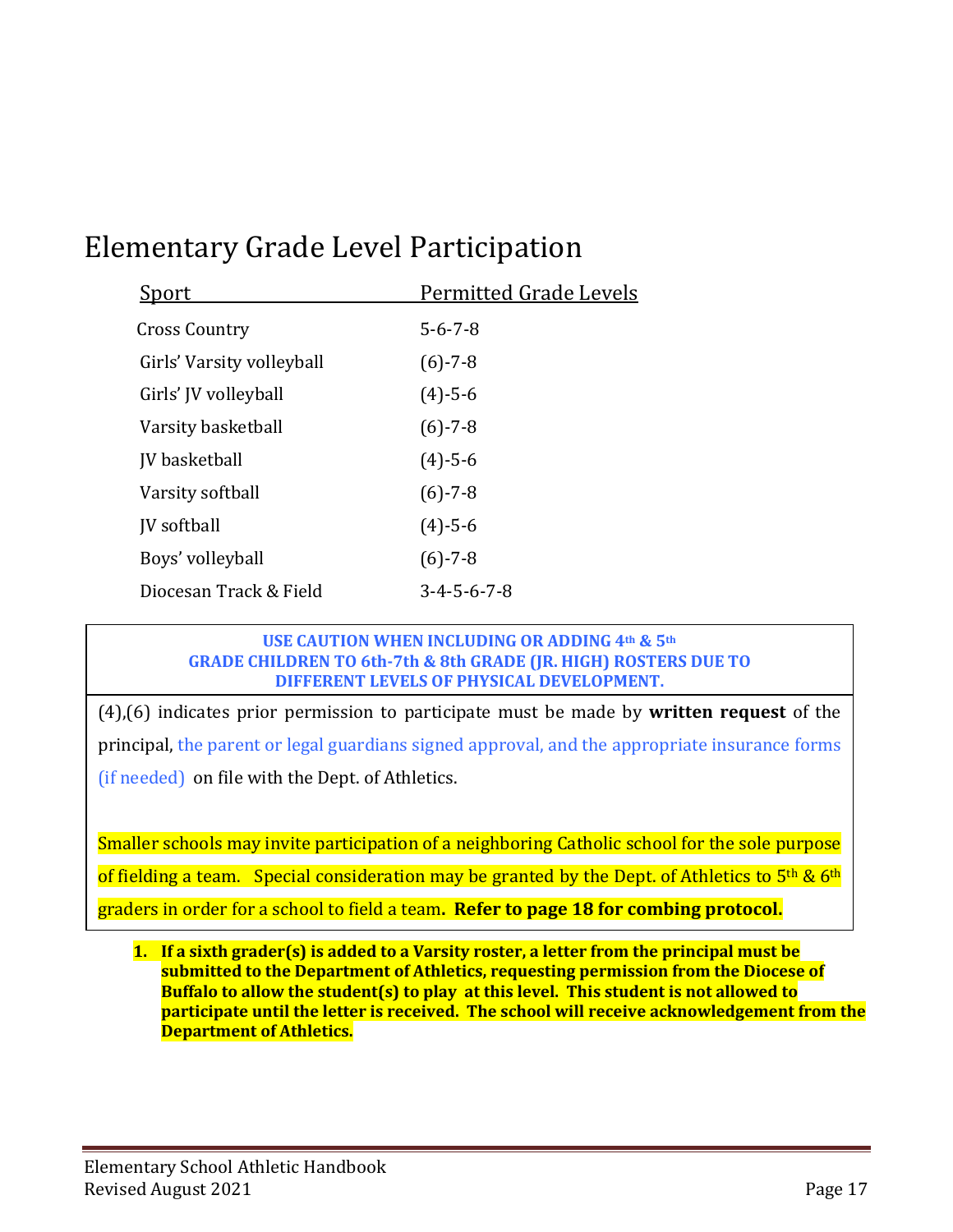# Elementary Grade Level Participation

| Sport | Permitted Grade Levels |
|---|---|
| Cross Country | 5-6-7-8 |
| Girls' Varsity volleyball | (6)-7-8 |
| Girls' JV volleyball | (4)-5-6 |
| Varsity basketball | (6)-7-8 |
| JV basketball | (4)-5-6 |
| Varsity softball | (6)-7-8 |
| JV softball | (4)-5-6 |
| Boys' volleyball | (6)-7-8 |
| Diocesan Track & Field | 3-4-5-6-7-8 |

**USE CAUTION WHEN INCLUDING OR ADDING 4th & 5th GRADE CHILDREN TO 6th-7th & 8th GRADE (JR. HIGH) ROSTERS DUE TO DIFFERENT LEVELS OF PHYSICAL DEVELOPMENT.**

(4),(6) indicates prior permission to participate must be made by **written request** of the principal, the parent or legal guardians signed approval, and the appropriate insurance forms (if needed) on file with the Dept. of Athletics.

Smaller schools may invite participation of a neighboring Catholic school for the sole purpose of fielding a team. Special consideration may be granted by the Dept. of Athletics to 5th & 6th graders in order for a school to field a team**. Refer to page 18 for combing protocol.**

1. **If a sixth grader(s) is added to a Varsity roster, a letter from the principal must be submitted to the Department of Athletics, requesting permission from the Diocese of Buffalo to allow the student(s) to play at this level. This student is not allowed to participate until the letter is received. The school will receive acknowledgement from the Department of Athletics.**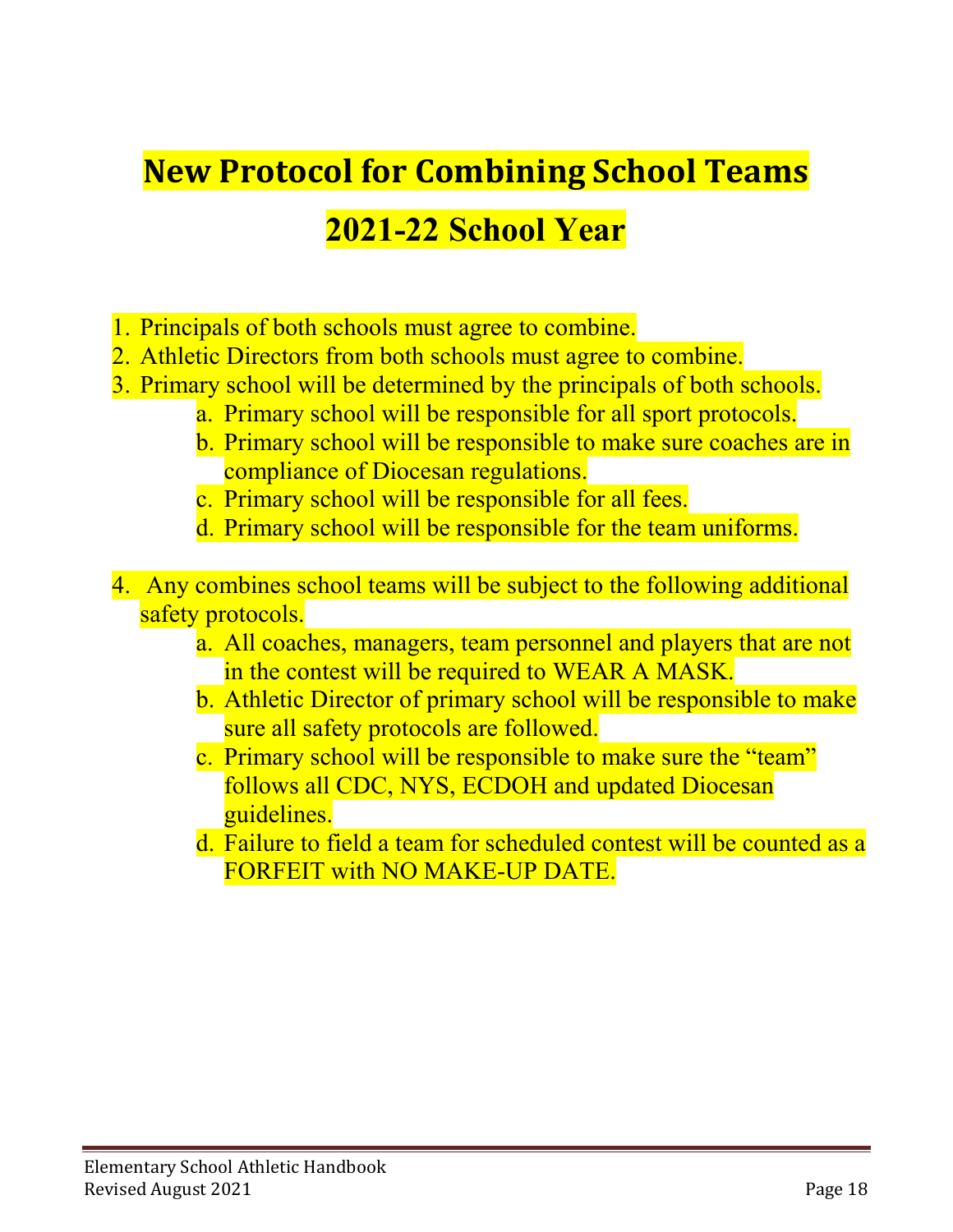# New Protocol for Combining School Teams

## 2021-22 School Year

1. Principals of both schools must agree to combine.
2. Athletic Directors from both schools must agree to combine.
3. Primary school will be determined by the principals of both schools.
    a. Primary school will be responsible for all sport protocols.
    b. Primary school will be responsible to make sure coaches are in compliance of Diocesan regulations.
    c. Primary school will be responsible for all fees.
    d. Primary school will be responsible for the team uniforms.

4. Any combines school teams will be subject to the following additional safety protocols.
    a. All coaches, managers, team personnel and players that are not in the contest will be required to WEAR A MASK.
    b. Athletic Director of primary school will be responsible to make sure all safety protocols are followed.
    c. Primary school will be responsible to make sure the "team" follows all CDC, NYS, ECDOH and updated Diocesan guidelines.
    d. Failure to field a team for scheduled contest will be counted as a FORFEIT with NO MAKE-UP DATE.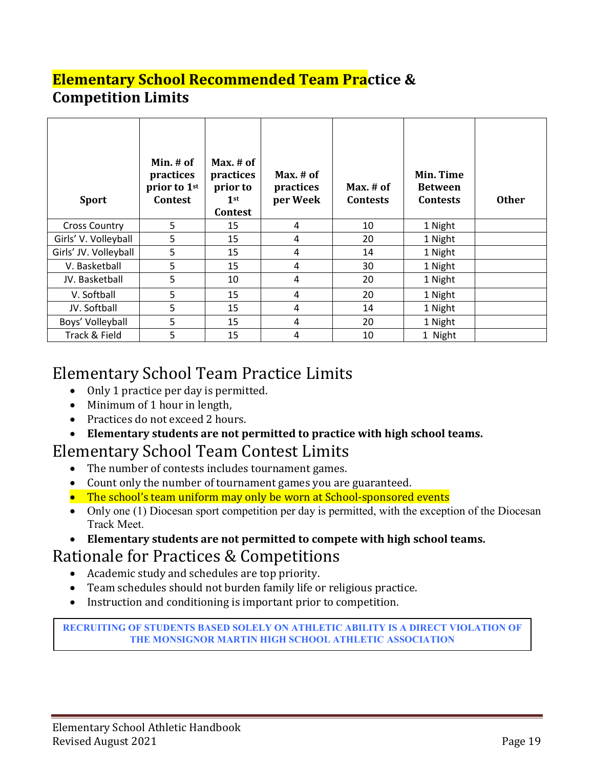# Elementary School Recommended Team Practice & Competition Limits

| Sport | Min. # of practices prior to 1st Contest | Max. # of practices prior to 1st Contest | Max. # of practices per Week | Max. # of Contests | Min. Time Between Contests | Other |
|---|---|---|---|---|---|---|
| Cross Country | 5 | 15 | 4 | 10 | 1 Night | |
| Girls' V. Volleyball | 5 | 15 | 4 | 20 | 1 Night | |
| Girls' JV. Volleyball | 5 | 15 | 4 | 14 | 1 Night | |
| V. Basketball | 5 | 15 | 4 | 30 | 1 Night | |
| JV. Basketball | 5 | 10 | 4 | 20 | 1 Night | |
| V. Softball | 5 | 15 | 4 | 20 | 1 Night | |
| JV. Softball | 5 | 15 | 4 | 14 | 1 Night | |
| Boys' Volleyball | 5 | 15 | 4 | 20 | 1 Night | |
| Track & Field | 5 | 15 | 4 | 10 | 1 Night | |

## Elementary School Team Practice Limits

- Only 1 practice per day is permitted.
- Minimum of 1 hour in length,
- Practices do not exceed 2 hours.
- **Elementary students are not permitted to practice with high school teams.**

## Elementary School Team Contest Limits

- The number of contests includes tournament games.
- Count only the number of tournament games you are guaranteed.
- The school's team uniform may only be worn at School-sponsored events
- Only one (1) Diocesan sport competition per day is permitted, with the exception of the Diocesan Track Meet.
- **Elementary students are not permitted to compete with high school teams.**

## Rationale for Practices & Competitions

- Academic study and schedules are top priority.
- Team schedules should not burden family life or religious practice.
- Instruction and conditioning is important prior to competition.

**RECRUITING OF STUDENTS BASED SOLELY ON ATHLETIC ABILITY IS A DIRECT VIOLATION OF THE MONSIGNOR MARTIN HIGH SCHOOL ATHLETIC ASSOCIATION**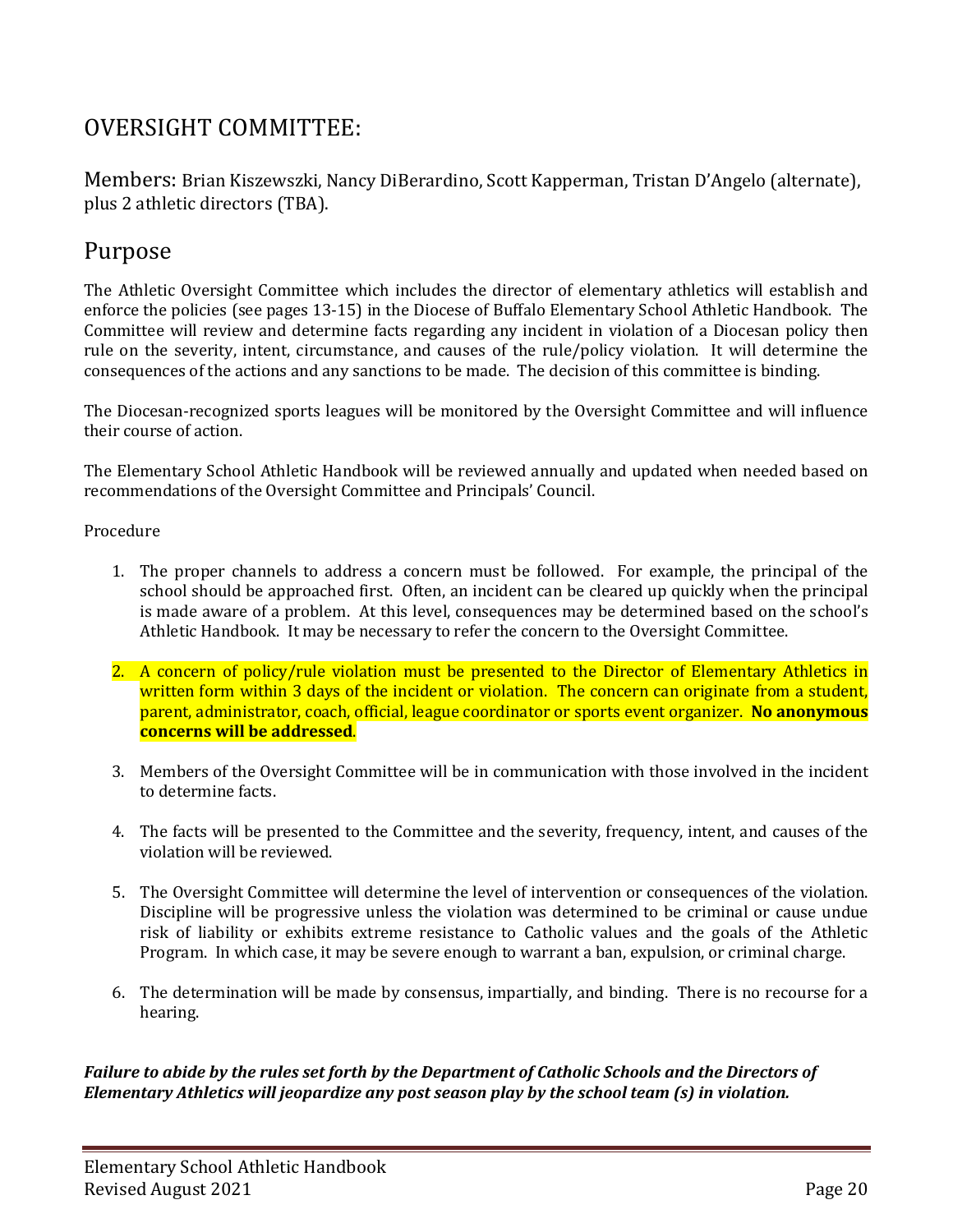## OVERSIGHT COMMITTEE:

Members: Brian Kiszewszki, Nancy DiBerardino, Scott Kapperman, Tristan D'Angelo (alternate), plus 2 athletic directors (TBA).

## Purpose

The Athletic Oversight Committee which includes the director of elementary athletics will establish and enforce the policies (see pages 13-15) in the Diocese of Buffalo Elementary School Athletic Handbook. The Committee will review and determine facts regarding any incident in violation of a Diocesan policy then rule on the severity, intent, circumstance, and causes of the rule/policy violation. It will determine the consequences of the actions and any sanctions to be made. The decision of this committee is binding.

The Diocesan-recognized sports leagues will be monitored by the Oversight Committee and will influence their course of action.

The Elementary School Athletic Handbook will be reviewed annually and updated when needed based on recommendations of the Oversight Committee and Principals' Council.

Procedure

1. The proper channels to address a concern must be followed. For example, the principal of the school should be approached first. Often, an incident can be cleared up quickly when the principal is made aware of a problem. At this level, consequences may be determined based on the school's Athletic Handbook. It may be necessary to refer the concern to the Oversight Committee.

2. A concern of policy/rule violation must be presented to the Director of Elementary Athletics in written form within 3 days of the incident or violation. The concern can originate from a student, parent, administrator, coach, official, league coordinator or sports event organizer. **No anonymous concerns will be addressed**.

3. Members of the Oversight Committee will be in communication with those involved in the incident to determine facts.

4. The facts will be presented to the Committee and the severity, frequency, intent, and causes of the violation will be reviewed.

5. The Oversight Committee will determine the level of intervention or consequences of the violation. Discipline will be progressive unless the violation was determined to be criminal or cause undue risk of liability or exhibits extreme resistance to Catholic values and the goals of the Athletic Program. In which case, it may be severe enough to warrant a ban, expulsion, or criminal charge.

6. The determination will be made by consensus, impartially, and binding. There is no recourse for a hearing.

***Failure to abide by the rules set forth by the Department of Catholic Schools and the Directors of Elementary Athletics will jeopardize any post season play by the school team (s) in violation.***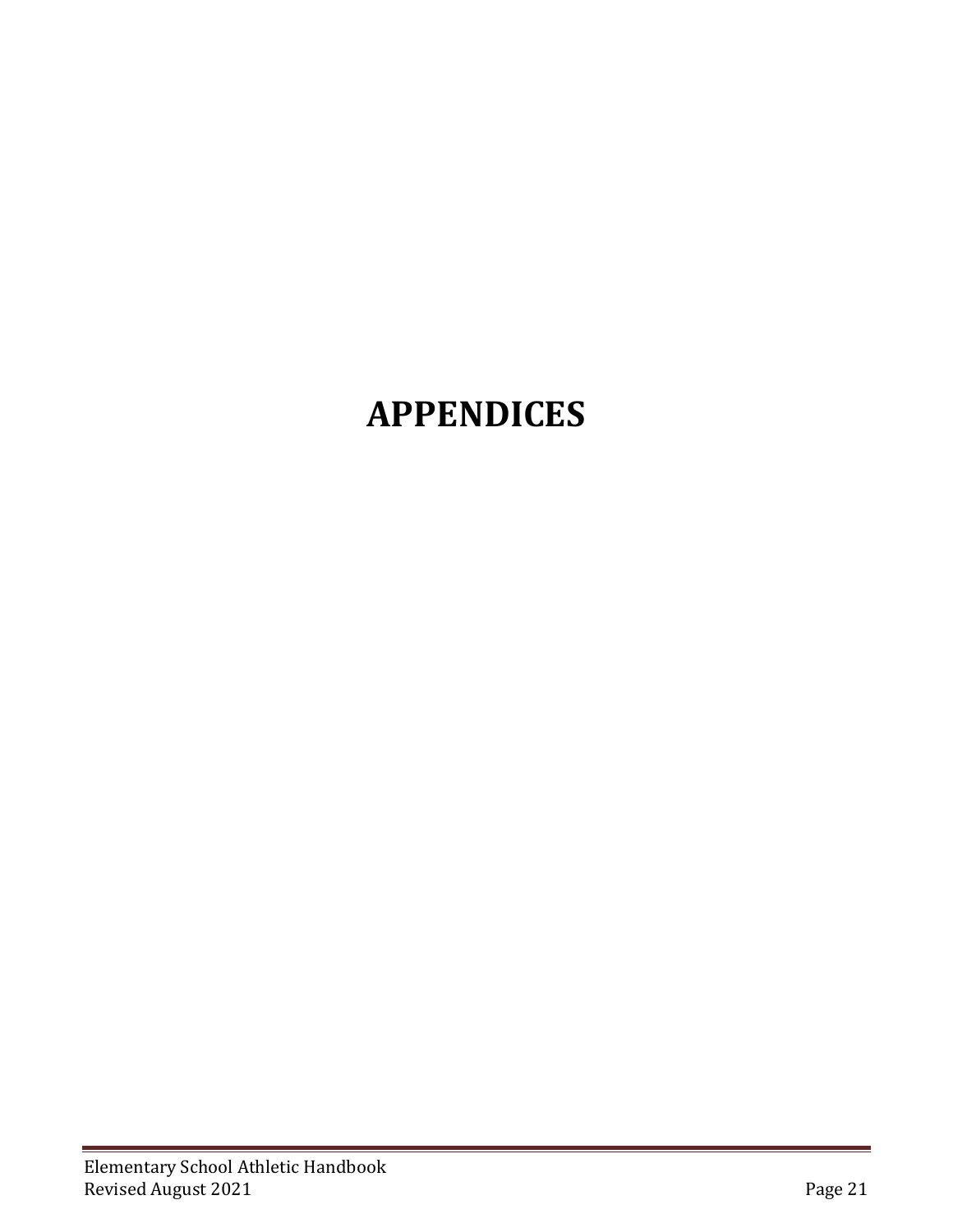# APPENDICES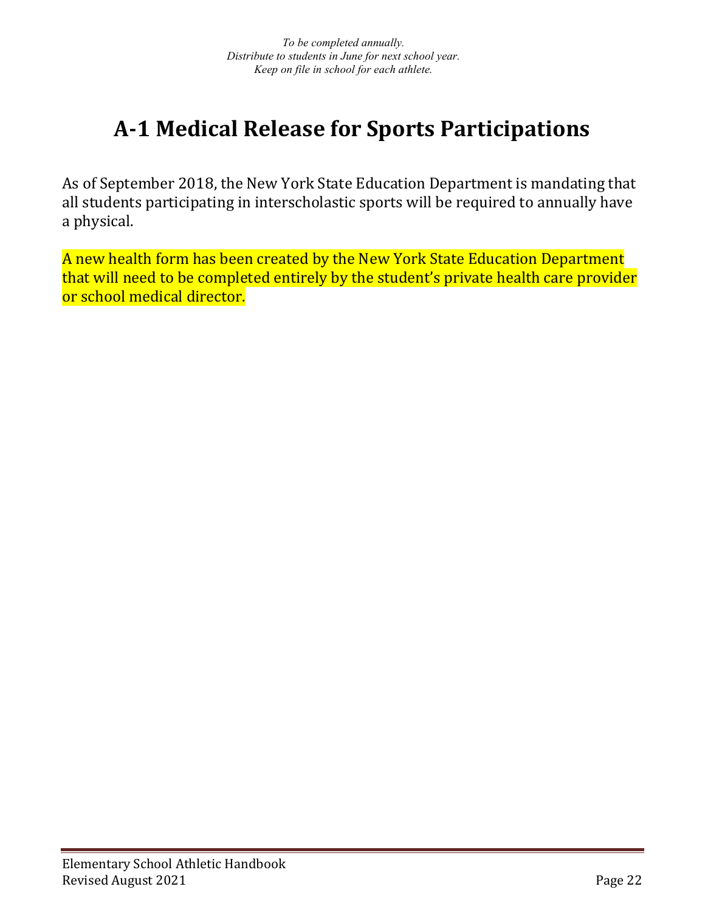*To be completed annually.*
*Distribute to students in June for next school year.*
*Keep on file in school for each athlete.*

# A-1 Medical Release for Sports Participations

As of September 2018, the New York State Education Department is mandating that all students participating in interscholastic sports will be required to annually have a physical.

A new health form has been created by the New York State Education Department that will need to be completed entirely by the student's private health care provider or school medical director.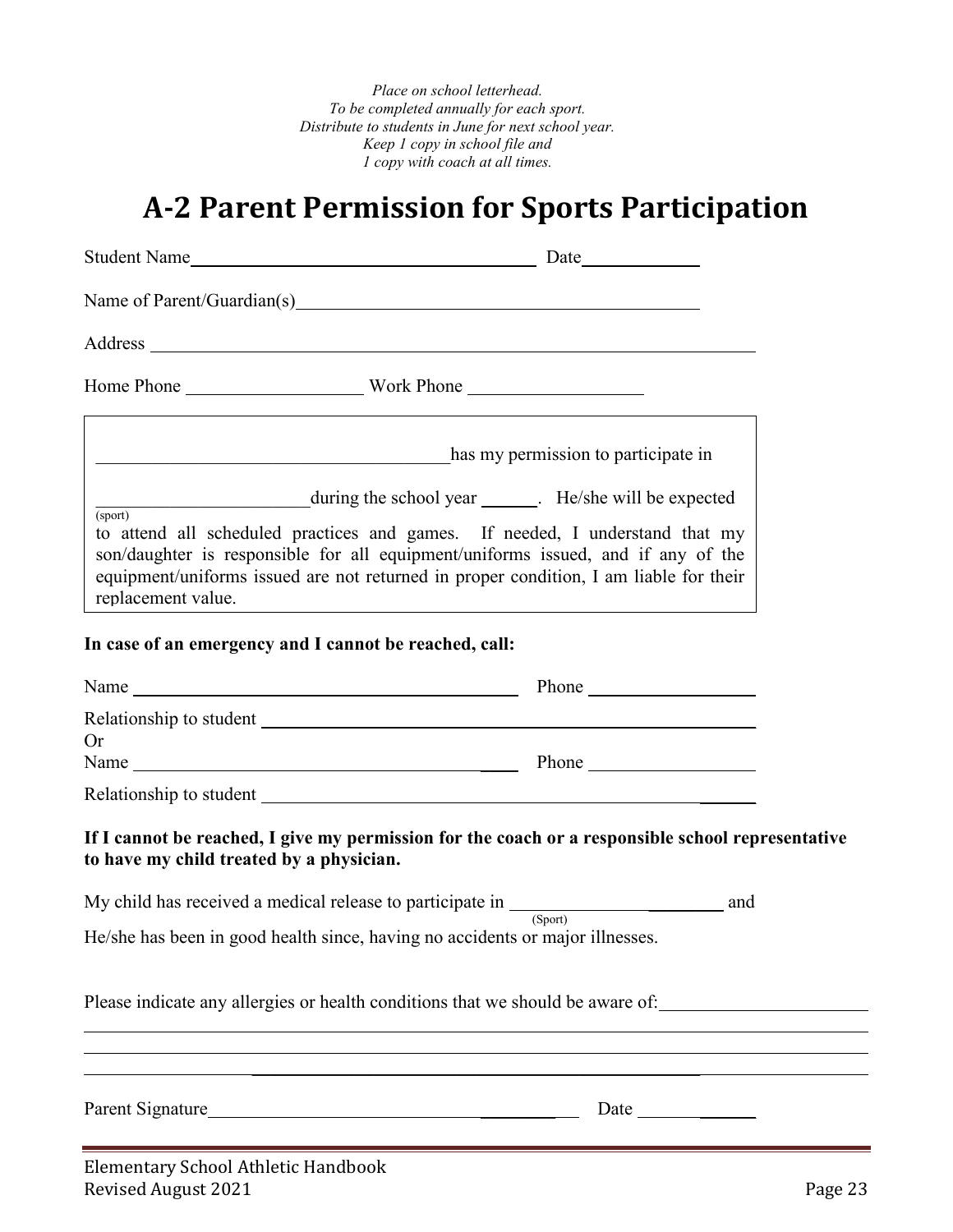*Place on school letterhead.*
*To be completed annually for each sport.*
*Distribute to students in June for next school year.*
*Keep 1 copy in school file and*
*1 copy with coach at all times.*

# A-2 Parent Permission for Sports Participation

Student Name______________________________________ Date____________

Name of Parent/Guardian(s)_____________________________________________

Address _____________________________________________________________________

Home Phone ____________________ Work Phone ___________________

> ________________________________________has my permission to participate in
>
> ______________________during the school year ______. He/she will be expected
> (sport)
> to attend all scheduled practices and games. If needed, I understand that my son/daughter is responsible for all equipment/uniforms issued, and if any of the equipment/uniforms issued are not returned in proper condition, I am liable for their replacement value.

**In case of an emergency and I cannot be reached, call:**

Name ____________________________________________ Phone ___________________

Relationship to student _____________________________________________________

Or

Name ____________________________________________ Phone ___________________

Relationship to student _____________________________________________________

**If I cannot be reached, I give my permission for the coach or a responsible school representative to have my child treated by a physician.**

My child has received a medical release to participate in ________________________ and
(Sport)
He/she has been in good health since, having no accidents or major illnesses.

Please indicate any allergies or health conditions that we should be aware of:______________________

_____________________________________________________________________________________

_____________________________________________________________________________________

_____________________________________________________________________________________

Parent Signature_________________________________________ Date ______________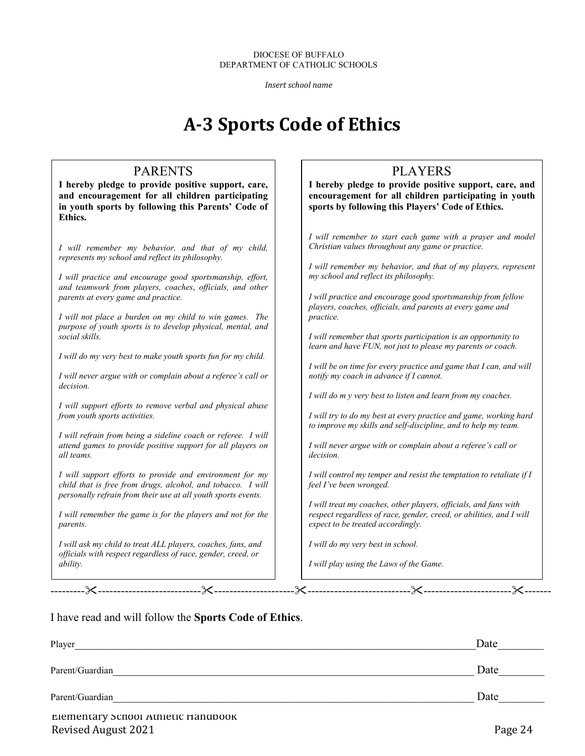DIOCESE OF BUFFALO
DEPARTMENT OF CATHOLIC SCHOOLS

*Insert school name*

# A-3 Sports Code of Ethics

## PARENTS

**I hereby pledge to provide positive support, care, and encouragement for all children participating in youth sports by following this Parents' Code of Ethics.**

*I will remember my behavior, and that of my child, represents my school and reflect its philosophy.*

*I will practice and encourage good sportsmanship, effort, and teamwork from players, coaches, officials, and other parents at every game and practice.*

*I will not place a burden on my child to win games. The purpose of youth sports is to develop physical, mental, and social skills.*

*I will do my very best to make youth sports fun for my child.*

*I will never argue with or complain about a referee's call or decision.*

*I will support efforts to remove verbal and physical abuse from youth sports activities.*

*I will refrain from being a sideline coach or referee. I will attend games to provide positive support for all players on all teams.*

*I will support efforts to provide and environment for my child that is free from drugs, alcohol, and tobacco. I will personally refrain from their use at all youth sports events.*

*I will remember the game is for the players and not for the parents.*

*I will ask my child to treat ALL players, coaches, fans, and officials with respect regardless of race, gender, creed, or ability.*

## PLAYERS

**I hereby pledge to provide positive support, care, and encouragement for all children participating in youth sports by following this Players' Code of Ethics.**

*I will remember to start each game with a prayer and model Christian values throughout any game or practice.*

*I will remember my behavior, and that of my players, represent my school and reflect its philosophy.*

*I will practice and encourage good sportsmanship from fellow players, coaches, officials, and parents at every game and practice.*

*I will remember that sports participation is an opportunity to learn and have FUN, not just to please my parents or coach.*

*I will be on time for every practice and game that I can, and will notify my coach in advance if I cannot.*

*I will do m y very best to listen and learn from my coaches.*

*I will try to do my best at every practice and game, working hard to improve my skills and self-discipline, and to help my team.*

*I will never argue with or complain about a referee's call or decision.*

*I will control my temper and resist the temptation to retaliate if I feel I've been wronged.*

*I will treat my coaches, other players, officials, and fans with respect regardless of race, gender, creed, or abilities, and I will expect to be treated accordingly.*

*I will do my very best in school.*

*I will play using the Laws of the Game.*

---------✂---------------------------✂---------------------✂---------------------------✂-----------------------✂-------

I have read and will follow the **Sports Code of Ethics**.

Player______________________________________________________________________________ Date________

Parent/Guardian_______________________________________________________________________ Date________

Parent/Guardian_______________________________________________________________________ Date________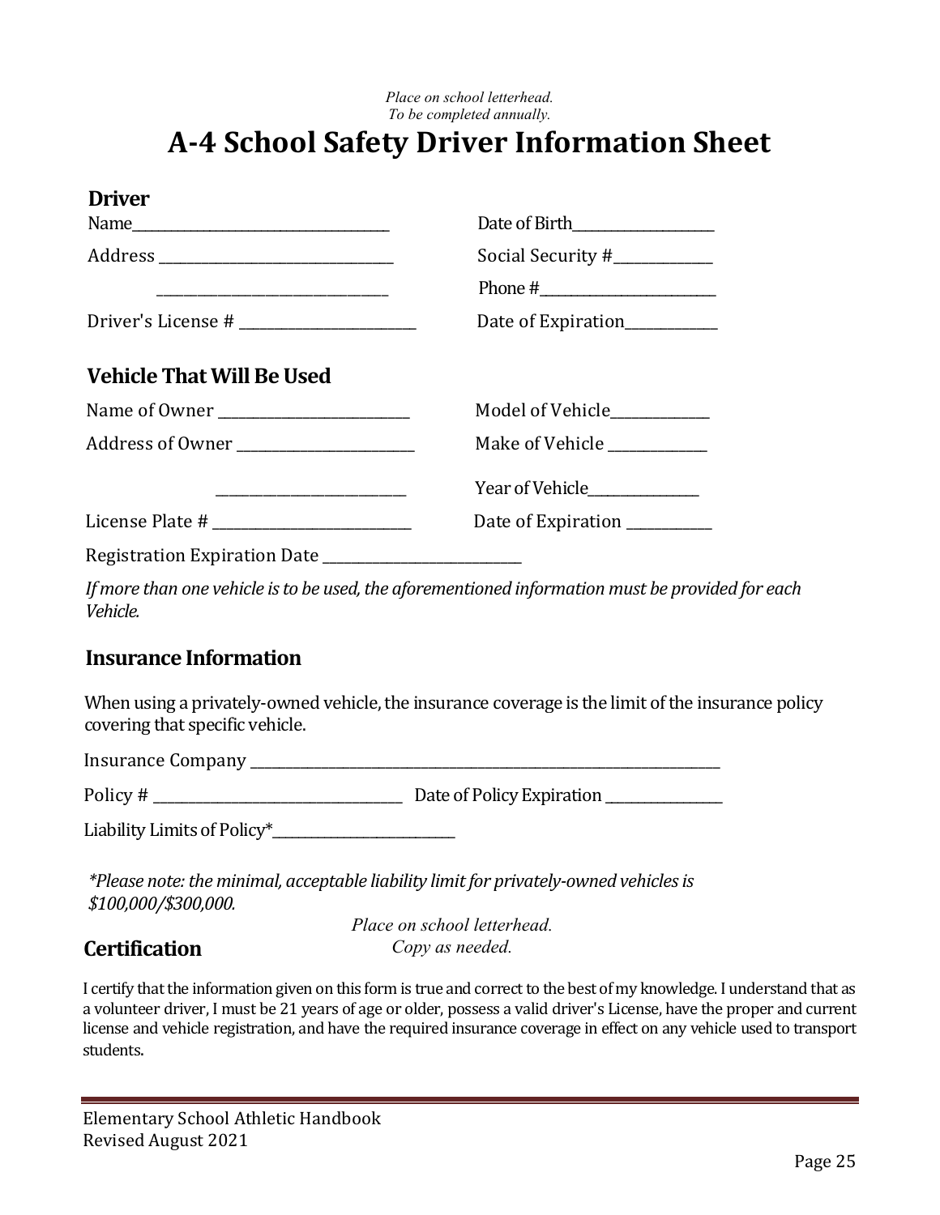*Place on school letterhead.*
*To be completed annually.*

# A-4 School Safety Driver Information Sheet

## Driver

Name_______________________________ Date of Birth________________

Address ___________________________ Social Security #____________

___________________________ Phone #____________________

Driver's License # ____________________ Date of Expiration___________

## Vehicle That Will Be Used

Name of Owner ______________________ Model of Vehicle____________

Address of Owner ____________________ Make of Vehicle ____________

______________________ Year of Vehicle_____________

License Plate # ______________________ Date of Expiration __________

Registration Expiration Date ______________________

*If more than one vehicle is to be used, the aforementioned information must be provided for each Vehicle.*

## Insurance Information

When using a privately-owned vehicle, the insurance coverage is the limit of the insurance policy covering that specific vehicle.

Insurance Company _____________________________________________________

Policy # ____________________________ Date of Policy Expiration ______________

Liability Limits of Policy*______________________

**Please note: the minimal, acceptable liability limit for privately-owned vehicles is $100,000/$300,000.*

*Place on school letterhead.*
*Copy as needed.*

## Certification

I certify that the information given on this form is true and correct to the best of my knowledge. I understand that as a volunteer driver, I must be 21 years of age or older, possess a valid driver's License, have the proper and current license and vehicle registration, and have the required insurance coverage in effect on any vehicle used to transport students.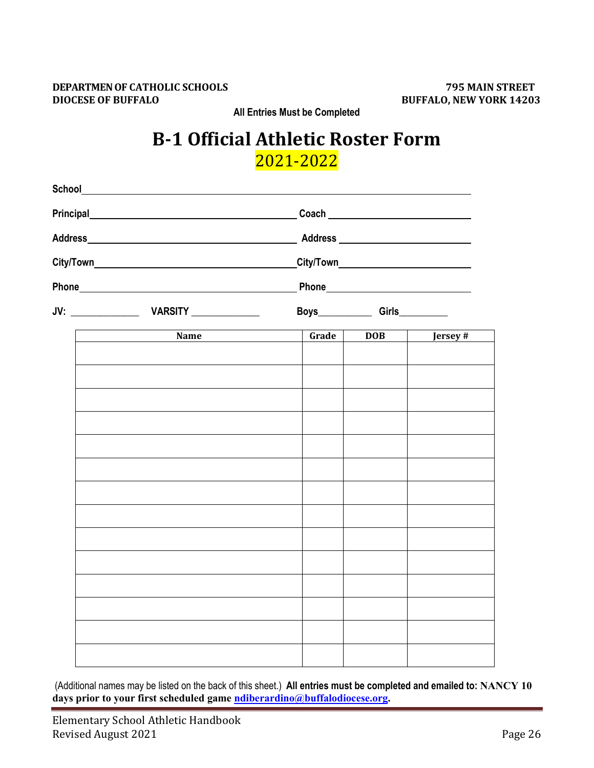**DEPARTMEN OF CATHOLIC SCHOOLS**
**DIOCESE OF BUFFALO**

**795 MAIN STREET**
**BUFFALO, NEW YORK 14203**

**All Entries Must be Completed**

# B-1 Official Athletic Roster Form

2021-2022

**School**\_\_\_\_\_\_\_\_\_\_\_\_\_\_\_\_\_\_\_\_\_\_\_\_\_\_\_\_\_\_\_\_\_\_\_\_\_\_\_\_\_\_\_\_\_\_\_\_\_\_\_\_\_\_\_\_

**Principal**\_\_\_\_\_\_\_\_\_\_\_\_\_\_\_\_\_\_\_\_\_\_\_\_\_\_\_\_\_\_ **Coach** \_\_\_\_\_\_\_\_\_\_\_\_\_\_\_\_\_\_\_\_

**Address**\_\_\_\_\_\_\_\_\_\_\_\_\_\_\_\_\_\_\_\_\_\_\_\_\_\_\_\_\_\_ **Address** \_\_\_\_\_\_\_\_\_\_\_\_\_\_\_\_\_\_\_\_

**City/Town**\_\_\_\_\_\_\_\_\_\_\_\_\_\_\_\_\_\_\_\_\_\_\_\_\_\_\_\_\_\_ **City/Town**\_\_\_\_\_\_\_\_\_\_\_\_\_\_\_\_\_\_\_\_

**Phone**\_\_\_\_\_\_\_\_\_\_\_\_\_\_\_\_\_\_\_\_\_\_\_\_\_\_\_\_\_\_ **Phone**\_\_\_\_\_\_\_\_\_\_\_\_\_\_\_\_\_\_\_\_

**JV:** \_\_\_\_\_\_\_\_\_\_\_\_ **VARSITY** \_\_\_\_\_\_\_\_\_\_\_\_ **Boys**\_\_\_\_\_\_\_\_\_\_ **Girls**\_\_\_\_\_\_\_\_\_

| Name | Grade | DOB | Jersey # |
|---|---|---|---|
| | | | |
| | | | |
| | | | |
| | | | |
| | | | |
| | | | |
| | | | |
| | | | |
| | | | |
| | | | |
| | | | |
| | | | |
| | | | |
| | | | |

(Additional names may be listed on the back of this sheet.) **All entries must be completed and emailed to: NANCY 10 days prior to your first scheduled game [ndiberardino@buffalodiocese.org](mailto:ndiberardino@buffalodiocese.org).**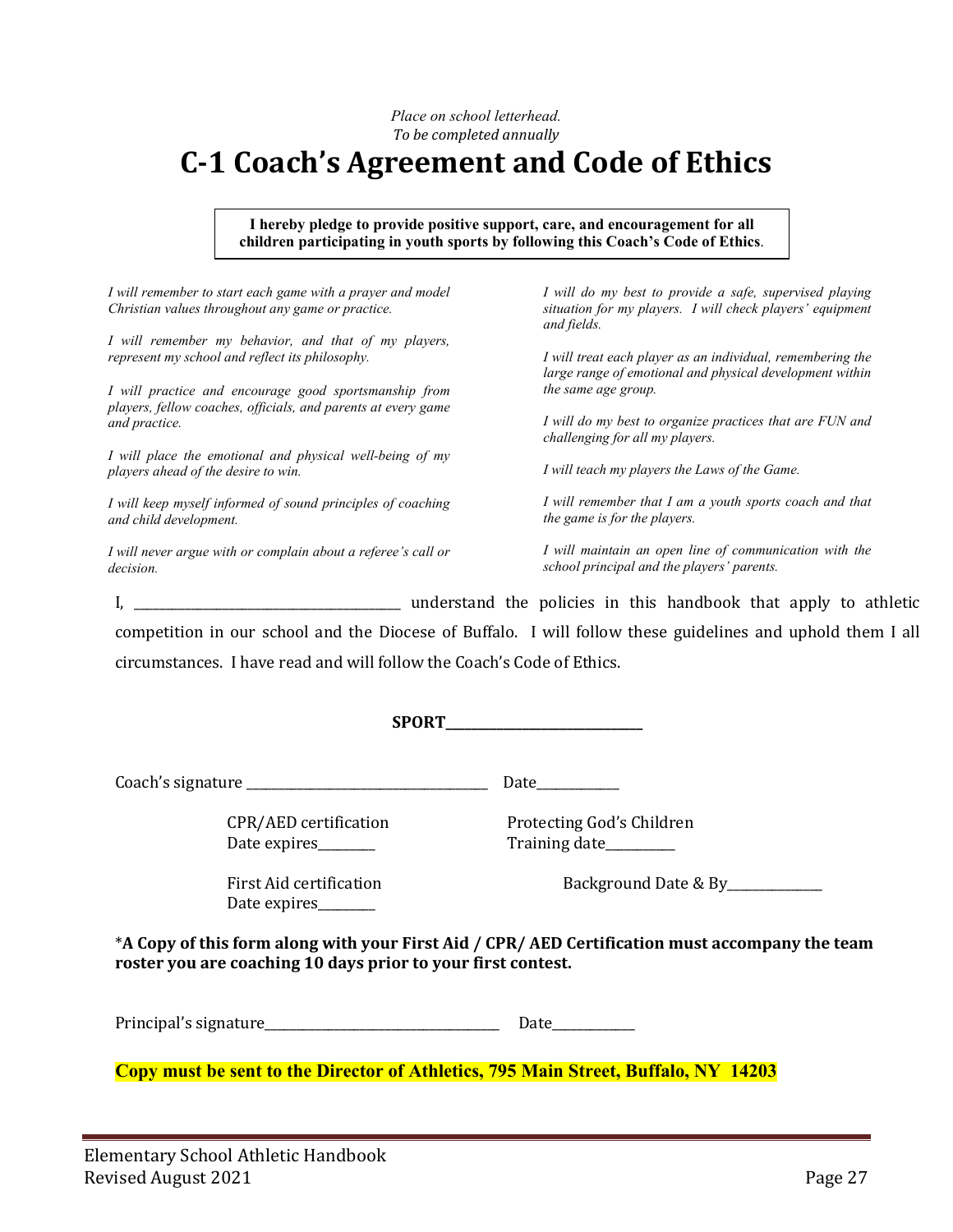*Place on school letterhead.*
*To be completed annually*

# C-1 Coach's Agreement and Code of Ethics

**I hereby pledge to provide positive support, care, and encouragement for all children participating in youth sports by following this Coach's Code of Ethics.**

*I will remember to start each game with a prayer and model Christian values throughout any game or practice.*

*I will remember my behavior, and that of my players, represent my school and reflect its philosophy.*

*I will practice and encourage good sportsmanship from players, fellow coaches, officials, and parents at every game and practice.*

*I will place the emotional and physical well-being of my players ahead of the desire to win.*

*I will keep myself informed of sound principles of coaching and child development.*

*I will never argue with or complain about a referee's call or decision.*

*I will do my best to provide a safe, supervised playing situation for my players. I will check players' equipment and fields.*

*I will treat each player as an individual, remembering the large range of emotional and physical development within the same age group.*

*I will do my best to organize practices that are FUN and challenging for all my players.*

*I will teach my players the Laws of the Game.*

*I will remember that I am a youth sports coach and that the game is for the players.*

*I will maintain an open line of communication with the school principal and the players' parents.*

I, ________________________________________ understand the policies in this handbook that apply to athletic competition in our school and the Diocese of Buffalo. I will follow these guidelines and uphold them I all circumstances. I have read and will follow the Coach's Code of Ethics.

**SPORT_____________________________**

Coach's signature ___________________________________ Date____________

CPR/AED certification
Date expires________

Protecting God's Children
Training date__________

First Aid certification
Date expires________

Background Date & By______________

***A Copy of this form along with your First Aid / CPR/ AED Certification must accompany the team roster you are coaching 10 days prior to your first contest.**

Principal's signature___________________________________ Date____________

**Copy must be sent to the Director of Athletics, 795 Main Street, Buffalo, NY 14203**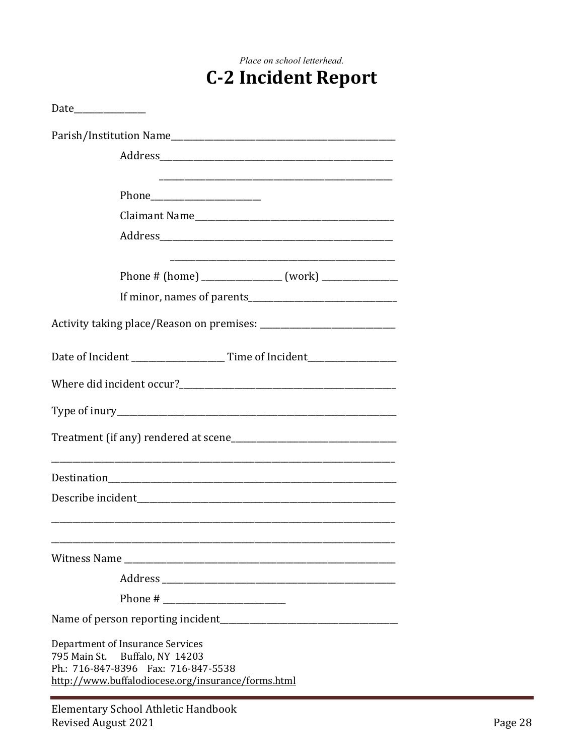*Place on school letterhead.*

# C-2 Incident Report

Date_______________

Parish/Institution Name_________________________________________________

Address_________________________________________________

_________________________________________________

Phone_______________________

Claimant Name_________________________________________

Address_________________________________________________

_______________________________________________

Phone # (home) _________________ (work) ________________

If minor, names of parents______________________________

Activity taking place/Reason on premises: ____________________________

Date of Incident ____________________ Time of Incident__________________

Where did incident occur?_____________________________________________

Type of inury_____________________________________________________________

Treatment (if any) rendered at scene__________________________________

___________________________________________________________________________

Destination_______________________________________________________________

Describe incident_________________________________________________________

___________________________________________________________________________

___________________________________________________________________________

Witness Name ____________________________________________________________

Address _________________________________________________

Phone # _________________________

Name of person reporting incident_______________________________________

Department of Insurance Services
795 Main St. Buffalo, NY 14203
Ph.: 716-847-8396 Fax: 716-847-5538
http://www.buffalodiocese.org/insurance/forms.html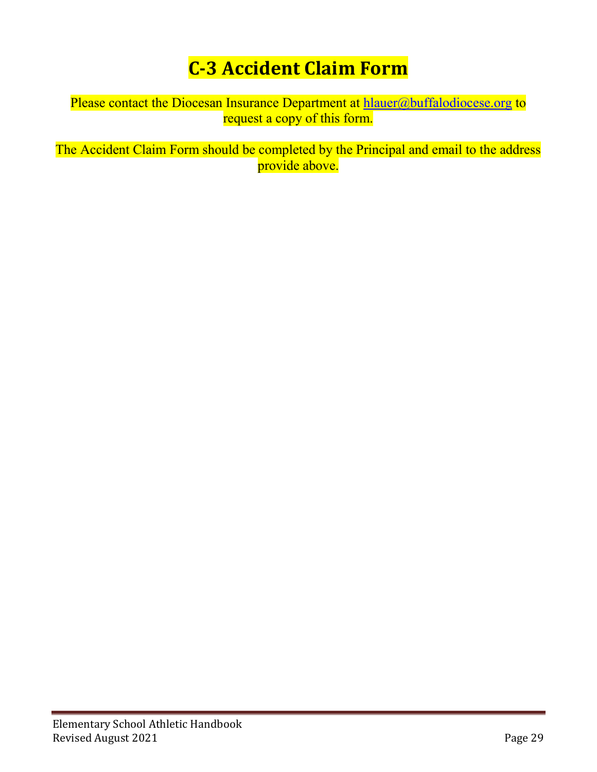# C-3 Accident Claim Form

Please contact the Diocesan Insurance Department at hlauer@buffalodiocese.org to request a copy of this form.

The Accident Claim Form should be completed by the Principal and email to the address provide above.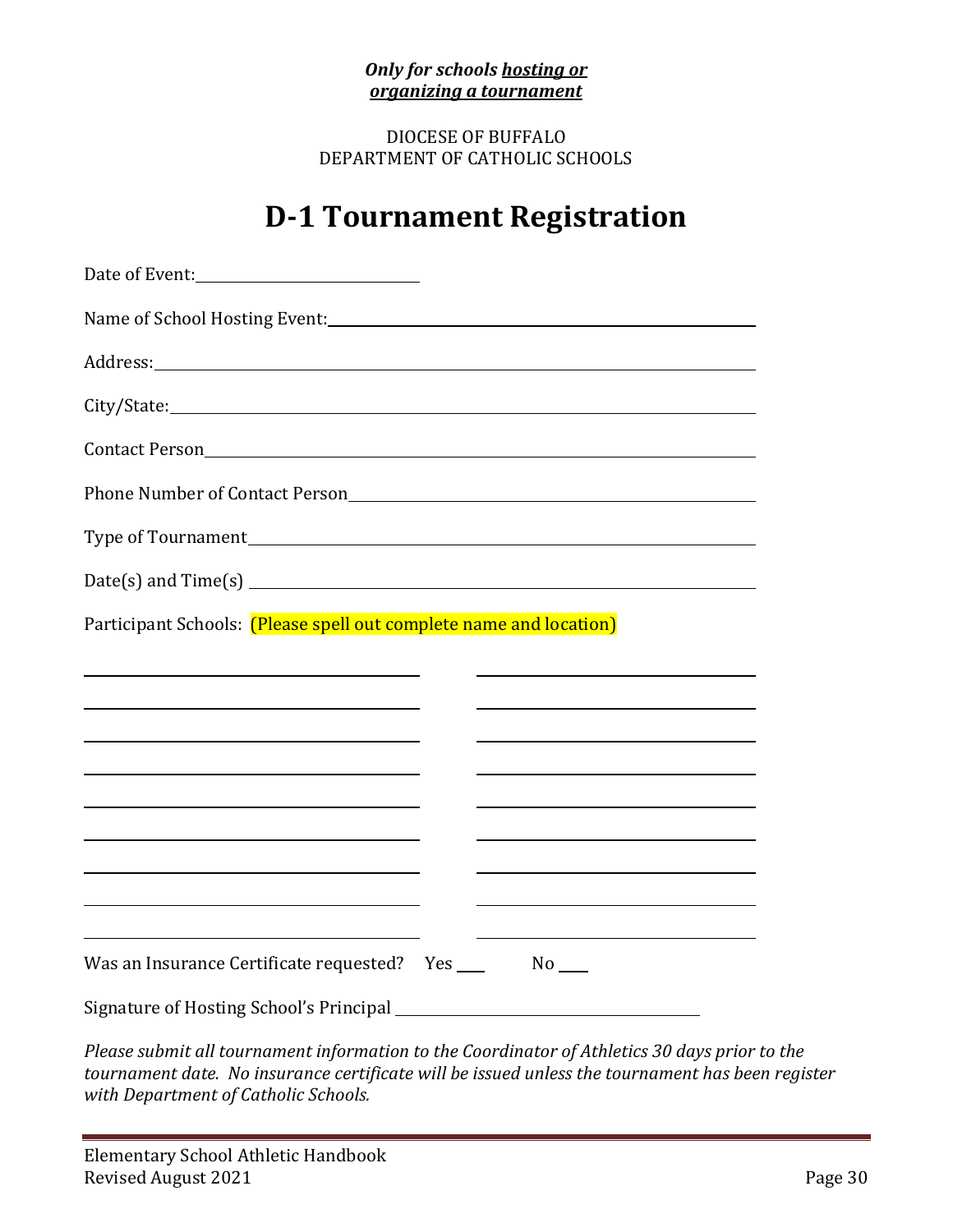***Only for schools <u>hosting or organizing a tournament</u>***

DIOCESE OF BUFFALO
DEPARTMENT OF CATHOLIC SCHOOLS

# D-1 Tournament Registration

Date of Event:________________________

Name of School Hosting Event:________________________________________________

Address:________________________________________________________________

City/State:______________________________________________________________

Contact Person___________________________________________________________

Phone Number of Contact Person____________________________________________

Type of Tournament_______________________________________________________

Date(s) and Time(s) ______________________________________________________

Participant Schools: (Please spell out complete name and location)

| | |
|---|---|
| ________________________ | ________________________ |
| ________________________ | ________________________ |
| ________________________ | ________________________ |
| ________________________ | ________________________ |
| ________________________ | ________________________ |
| ________________________ | ________________________ |
| ________________________ | ________________________ |
| ________________________ | ________________________ |
| ________________________ | ________________________ |

Was an Insurance Certificate requested? Yes ___ No ___

Signature of Hosting School's Principal ________________________________

*Please submit all tournament information to the Coordinator of Athletics 30 days prior to the tournament date. No insurance certificate will be issued unless the tournament has been register with Department of Catholic Schools.*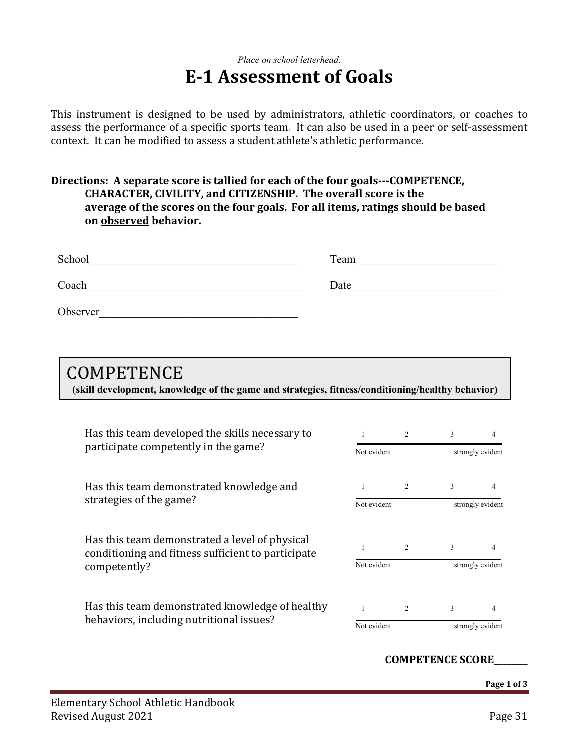*Place on school letterhead.*

# E-1 Assessment of Goals

This instrument is designed to be used by administrators, athletic coordinators, or coaches to assess the performance of a specific sports team. It can also be used in a peer or self-assessment context. It can be modified to assess a student athlete's athletic performance.

**Directions: A separate score is tallied for each of the four goals---COMPETENCE, CHARACTER, CIVILITY, and CITIZENSHIP. The overall score is the average of the scores on the four goals. For all items, ratings should be based on <u>observed</u> behavior.**

School______________________________________ Team__________________________

Coach_______________________________________ Date___________________________

Observer____________________________________

## COMPETENCE

**(skill development, knowledge of the game and strategies, fitness/conditioning/healthy behavior)**

| Question | 1 | 2 | 3 | 4 |
|---|---|---|---|---|
| Has this team developed the skills necessary to participate competently in the game? | Not evident | | | strongly evident |
| Has this team demonstrated knowledge and strategies of the game? | Not evident | | | strongly evident |
| Has this team demonstrated a level of physical conditioning and fitness sufficient to participate competently? | Not evident | | | strongly evident |
| Has this team demonstrated knowledge of healthy behaviors, including nutritional issues? | Not evident | | | strongly evident |

**COMPETENCE SCORE________**

**Page 1 of 3**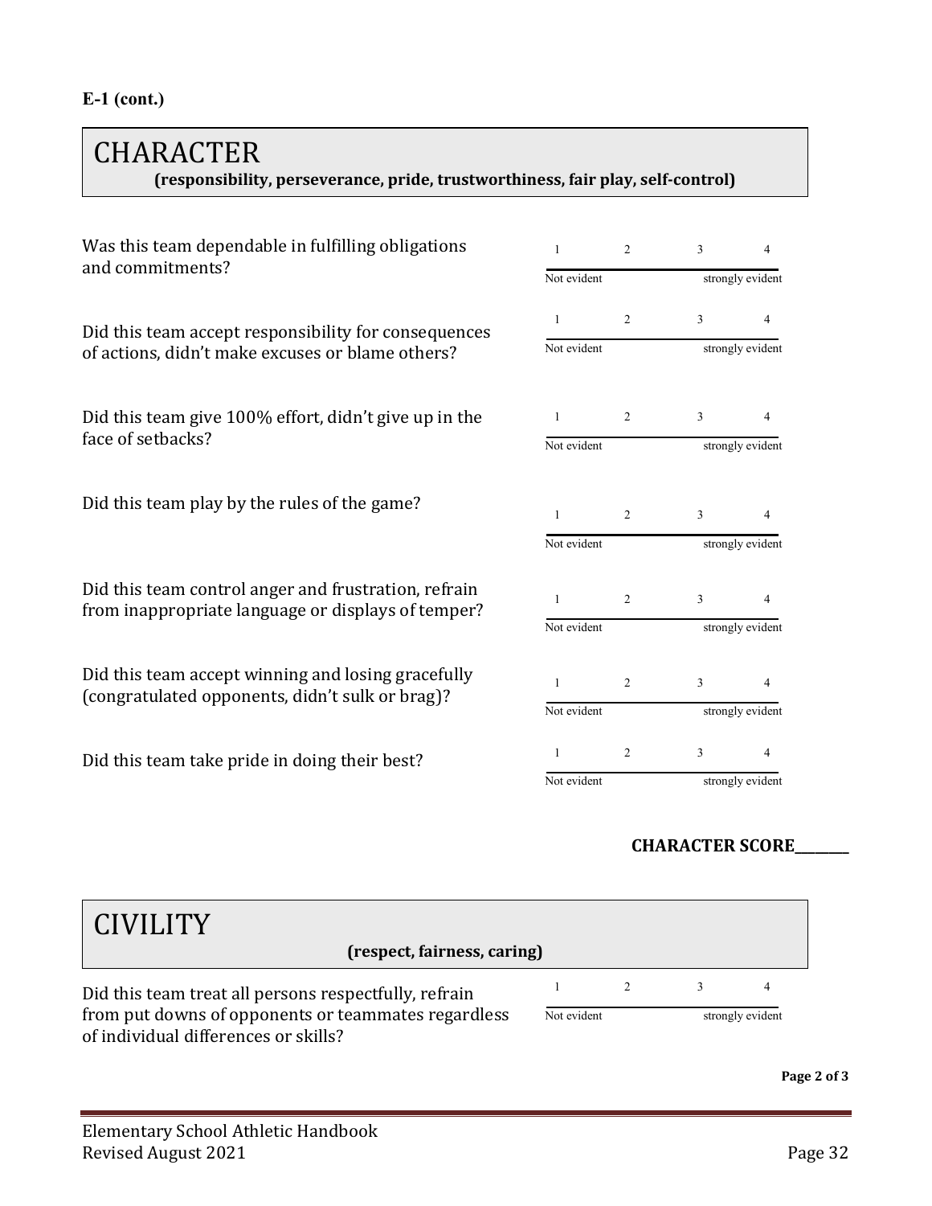**E-1 (cont.)**

## CHARACTER

**(responsibility, perseverance, pride, trustworthiness, fair play, self-control)**

| | 1 | 2 | 3 | 4 |
|---|---|---|---|---|
| Was this team dependable in fulfilling obligations and commitments? | Not evident | | | strongly evident |
| Did this team accept responsibility for consequences of actions, didn't make excuses or blame others? | Not evident | | | strongly evident |
| Did this team give 100% effort, didn't give up in the face of setbacks? | Not evident | | | strongly evident |
| Did this team play by the rules of the game? | Not evident | | | strongly evident |
| Did this team control anger and frustration, refrain from inappropriate language or displays of temper? | Not evident | | | strongly evident |
| Did this team accept winning and losing gracefully (congratulated opponents, didn't sulk or brag)? | Not evident | | | strongly evident |
| Did this team take pride in doing their best? | Not evident | | | strongly evident |

**CHARACTER SCORE________**

## CIVILITY

**(respect, fairness, caring)**

| | 1 | 2 | 3 | 4 |
|---|---|---|---|---|
| Did this team treat all persons respectfully, refrain from put downs of opponents or teammates regardless of individual differences or skills? | Not evident | | | strongly evident |

**Page 2 of 3**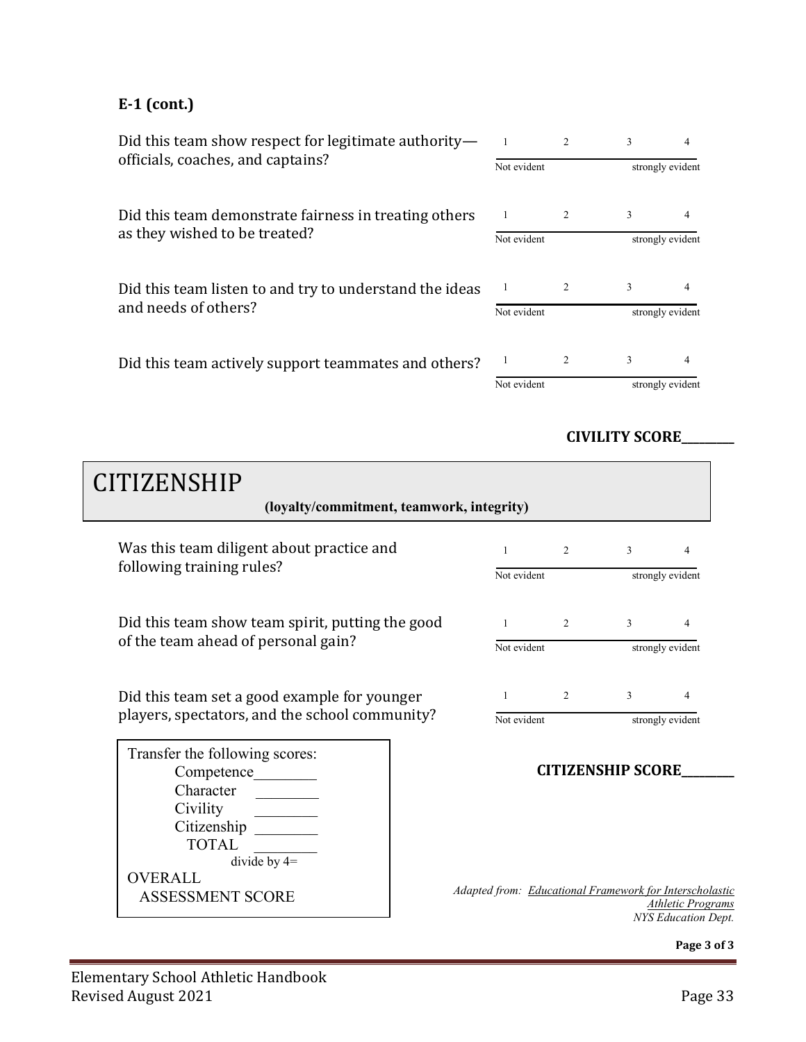**E-1 (cont.)**

| Question | 1 | 2 | 3 | 4 |
|---|---|---|---|---|
| Did this team show respect for legitimate authority—officials, coaches, and captains? | Not evident | | | strongly evident |
| Did this team demonstrate fairness in treating others as they wished to be treated? | Not evident | | | strongly evident |
| Did this team listen to and try to understand the ideas and needs of others? | Not evident | | | strongly evident |
| Did this team actively support teammates and others? | Not evident | | | strongly evident |

**CIVILITY SCORE________**

# CITIZENSHIP

**(loyalty/commitment, teamwork, integrity)**

| Question | 1 | 2 | 3 | 4 |
|---|---|---|---|---|
| Was this team diligent about practice and following training rules? | Not evident | | | strongly evident |
| Did this team show team spirit, putting the good of the team ahead of personal gain? | Not evident | | | strongly evident |
| Did this team set a good example for younger players, spectators, and the school community? | Not evident | | | strongly evident |

**CITIZENSHIP SCORE________**

Transfer the following scores:

Competence________
Character ________
Civility ________
Citizenship ________
TOTAL ________
divide by 4=

OVERALL ASSESSMENT SCORE

*Adapted from: Educational Framework for Interscholastic Athletic Programs NYS Education Dept.*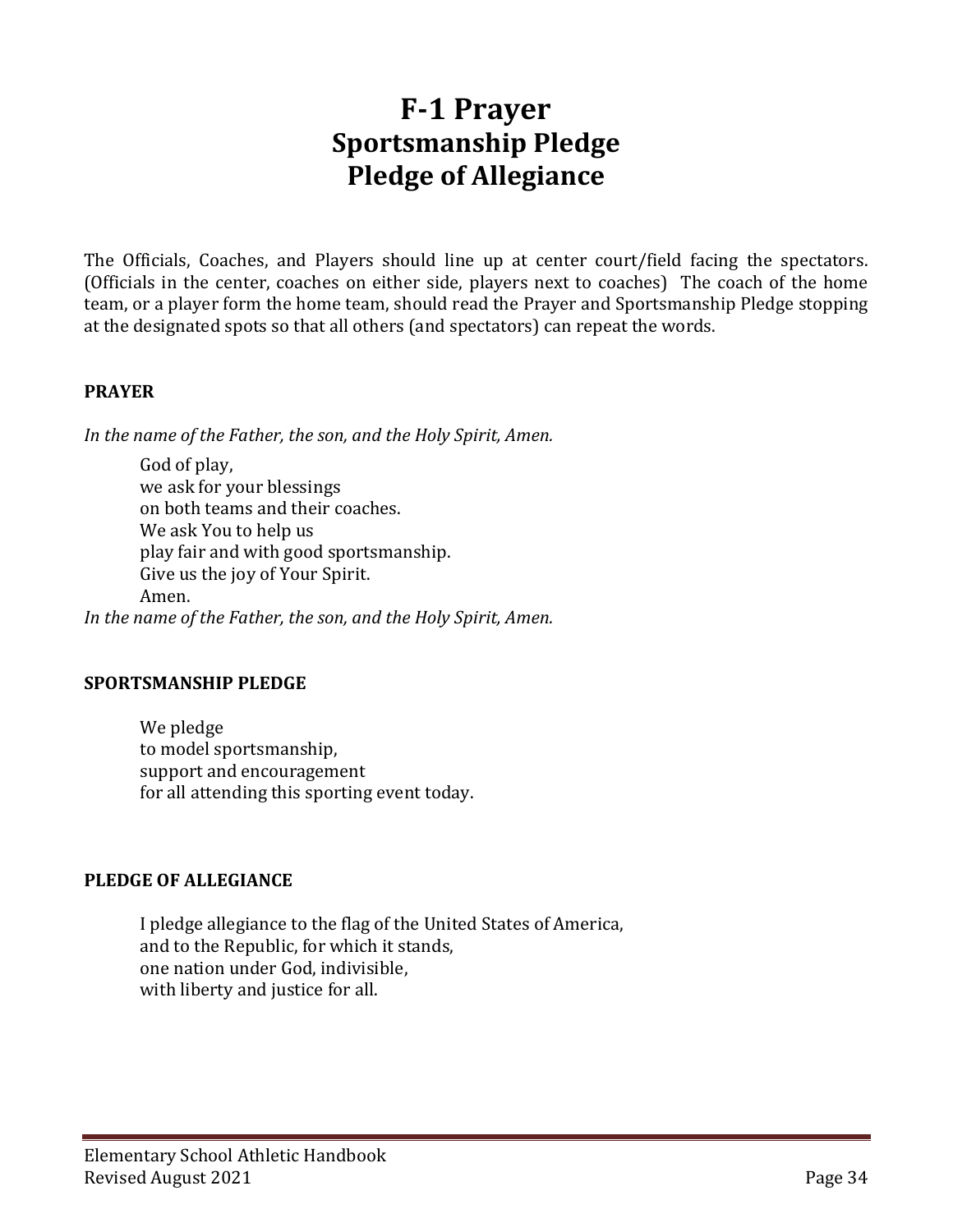# F-1 Prayer
# Sportsmanship Pledge
# Pledge of Allegiance

The Officials, Coaches, and Players should line up at center court/field facing the spectators. (Officials in the center, coaches on either side, players next to coaches) The coach of the home team, or a player form the home team, should read the Prayer and Sportsmanship Pledge stopping at the designated spots so that all others (and spectators) can repeat the words.

**PRAYER**

*In the name of the Father, the son, and the Holy Spirit, Amen.*

God of play,  
we ask for your blessings  
on both teams and their coaches.  
We ask You to help us  
play fair and with good sportsmanship.  
Give us the joy of Your Spirit.  
Amen.

*In the name of the Father, the son, and the Holy Spirit, Amen.*

**SPORTSMANSHIP PLEDGE**

We pledge  
to model sportsmanship,  
support and encouragement  
for all attending this sporting event today.

**PLEDGE OF ALLEGIANCE**

I pledge allegiance to the flag of the United States of America,  
and to the Republic, for which it stands,  
one nation under God, indivisible,  
with liberty and justice for all.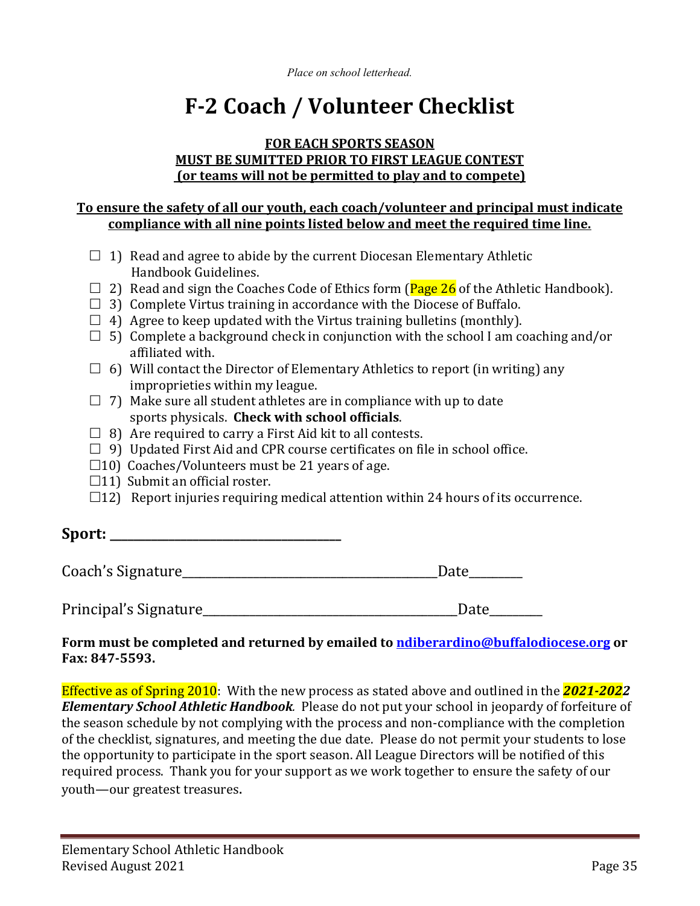*Place on school letterhead.*

# F-2 Coach / Volunteer Checklist

**FOR EACH SPORTS SEASON**
**MUST BE SUMITTED PRIOR TO FIRST LEAGUE CONTEST**
**(or teams will not be permitted to play and to compete)**

**To ensure the safety of all our youth, each coach/volunteer and principal must indicate compliance with all nine points listed below and meet the required time line.**

- ☐ 1) Read and agree to abide by the current Diocesan Elementary Athletic Handbook Guidelines.
- ☐ 2) Read and sign the Coaches Code of Ethics form (Page 26 of the Athletic Handbook).
- ☐ 3) Complete Virtus training in accordance with the Diocese of Buffalo.
- ☐ 4) Agree to keep updated with the Virtus training bulletins (monthly).
- ☐ 5) Complete a background check in conjunction with the school I am coaching and/or affiliated with.
- ☐ 6) Will contact the Director of Elementary Athletics to report (in writing) any improprieties within my league.
- ☐ 7) Make sure all student athletes are in compliance with up to date sports physicals. **Check with school officials**.
- ☐ 8) Are required to carry a First Aid kit to all contests.
- ☐ 9) Updated First Aid and CPR course certificates on file in school office.
- ☐10) Coaches/Volunteers must be 21 years of age.
- ☐11) Submit an official roster.
- ☐12) Report injuries requiring medical attention within 24 hours of its occurrence.

**Sport: ___________________________________**

Coach's Signature________________________________________Date________

Principal's Signature_______________________________________Date________

**Form must be completed and returned by emailed to ndiberardino@buffalodiocese.org or Fax: 847-5593.**

Effective as of Spring 2010: With the new process as stated above and outlined in the ***2021-2022 Elementary School Athletic Handbook***. Please do not put your school in jeopardy of forfeiture of the season schedule by not complying with the process and non-compliance with the completion of the checklist, signatures, and meeting the due date. Please do not permit your students to lose the opportunity to participate in the sport season. All League Directors will be notified of this required process. Thank you for your support as we work together to ensure the safety of our youth—our greatest treasures.